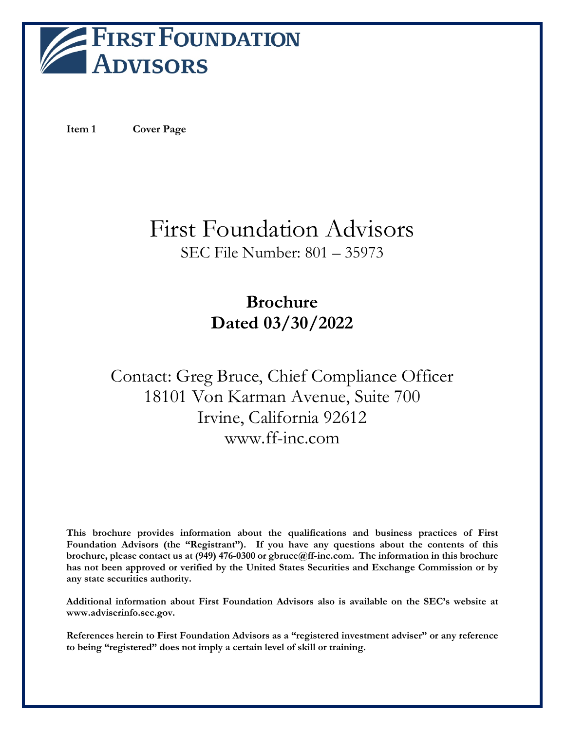FIRST FOUNDATION ADVISORS

**Item 1 Cover Page**

# First Foundation Advisors

SEC File Number: 801 – 35973

## Brochure
## Dated 03/30/2022

Contact: Greg Bruce, Chief Compliance Officer
18101 Von Karman Avenue, Suite 700
Irvine, California 92612
www.ff-inc.com

**This brochure provides information about the qualifications and business practices of First Foundation Advisors (the "Registrant"). If you have any questions about the contents of this brochure, please contact us at (949) 476-0300 or gbruce@ff-inc.com. The information in this brochure has not been approved or verified by the United States Securities and Exchange Commission or by any state securities authority.**

**Additional information about First Foundation Advisors also is available on the SEC's website at www.adviserinfo.sec.gov.**

**References herein to First Foundation Advisors as a "registered investment adviser" or any reference to being "registered" does not imply a certain level of skill or training.**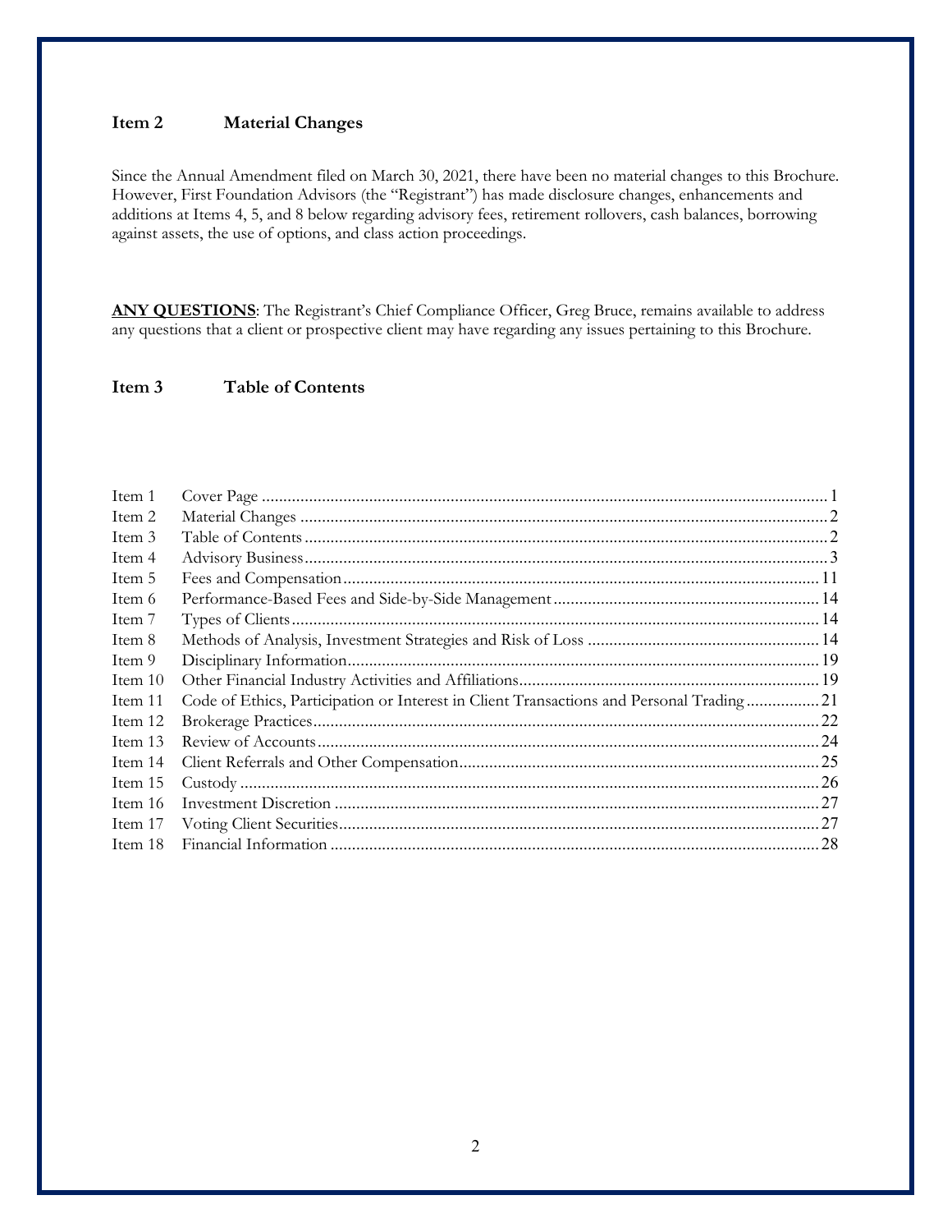## Item 2 Material Changes

Since the Annual Amendment filed on March 30, 2021, there have been no material changes to this Brochure. However, First Foundation Advisors (the "Registrant") has made disclosure changes, enhancements and additions at Items 4, 5, and 8 below regarding advisory fees, retirement rollovers, cash balances, borrowing against assets, the use of options, and class action proceedings.

**ANY QUESTIONS**: The Registrant's Chief Compliance Officer, Greg Bruce, remains available to address any questions that a client or prospective client may have regarding any issues pertaining to this Brochure.

## Item 3 Table of Contents

| Item | Title | Page |
|---|---|---|
| Item 1 | Cover Page | 1 |
| Item 2 | Material Changes | 2 |
| Item 3 | Table of Contents | 2 |
| Item 4 | Advisory Business | 3 |
| Item 5 | Fees and Compensation | 11 |
| Item 6 | Performance-Based Fees and Side-by-Side Management | 14 |
| Item 7 | Types of Clients | 14 |
| Item 8 | Methods of Analysis, Investment Strategies and Risk of Loss | 14 |
| Item 9 | Disciplinary Information | 19 |
| Item 10 | Other Financial Industry Activities and Affiliations | 19 |
| Item 11 | Code of Ethics, Participation or Interest in Client Transactions and Personal Trading | 21 |
| Item 12 | Brokerage Practices | 22 |
| Item 13 | Review of Accounts | 24 |
| Item 14 | Client Referrals and Other Compensation | 25 |
| Item 15 | Custody | 26 |
| Item 16 | Investment Discretion | 27 |
| Item 17 | Voting Client Securities | 27 |
| Item 18 | Financial Information | 28 |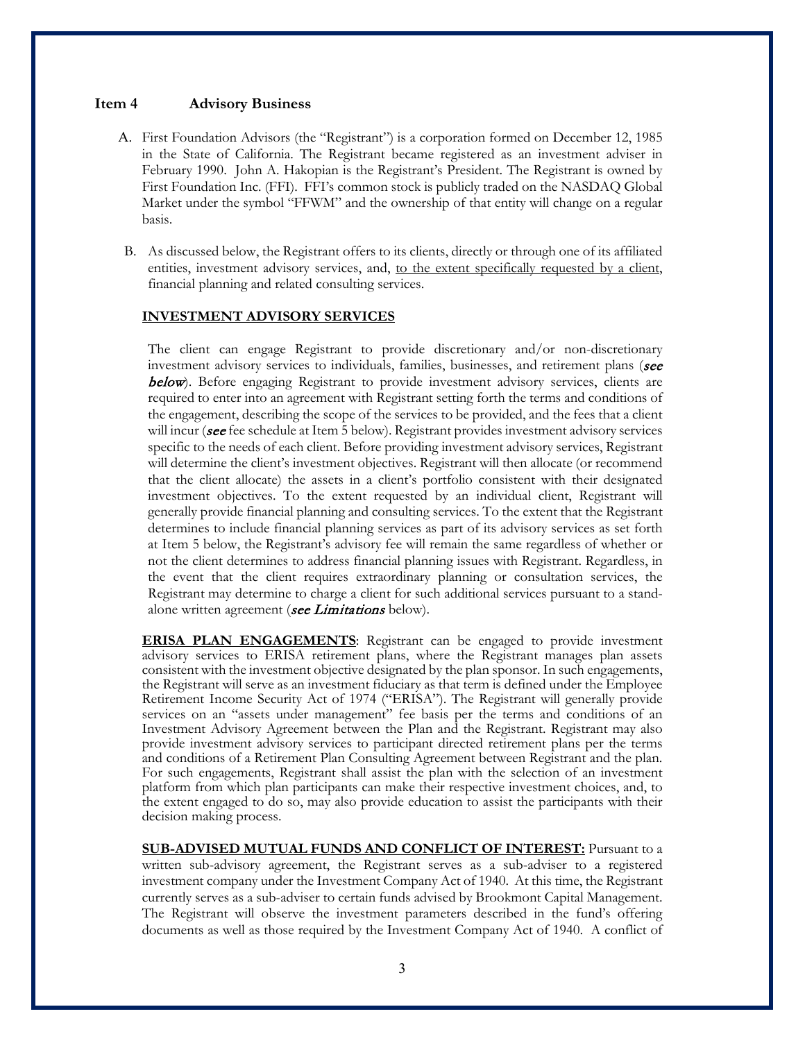## Item 4 Advisory Business

A. First Foundation Advisors (the "Registrant") is a corporation formed on December 12, 1985 in the State of California. The Registrant became registered as an investment adviser in February 1990. John A. Hakopian is the Registrant's President. The Registrant is owned by First Foundation Inc. (FFI). FFI's common stock is publicly traded on the NASDAQ Global Market under the symbol "FFWM" and the ownership of that entity will change on a regular basis.

B. As discussed below, the Registrant offers to its clients, directly or through one of its affiliated entities, investment advisory services, and, <u>to the extent specifically requested by a client</u>, financial planning and related consulting services.

**<u>INVESTMENT ADVISORY SERVICES</u>**

The client can engage Registrant to provide discretionary and/or non-discretionary investment advisory services to individuals, families, businesses, and retirement plans (***see below***). Before engaging Registrant to provide investment advisory services, clients are required to enter into an agreement with Registrant setting forth the terms and conditions of the engagement, describing the scope of the services to be provided, and the fees that a client will incur (***see*** fee schedule at Item 5 below). Registrant provides investment advisory services specific to the needs of each client. Before providing investment advisory services, Registrant will determine the client's investment objectives. Registrant will then allocate (or recommend that the client allocate) the assets in a client's portfolio consistent with their designated investment objectives. To the extent requested by an individual client, Registrant will generally provide financial planning and consulting services. To the extent that the Registrant determines to include financial planning services as part of its advisory services as set forth at Item 5 below, the Registrant's advisory fee will remain the same regardless of whether or not the client determines to address financial planning issues with Registrant. Regardless, in the event that the client requires extraordinary planning or consultation services, the Registrant may determine to charge a client for such additional services pursuant to a stand-alone written agreement (***see Limitations*** below).

**<u>ERISA PLAN ENGAGEMENTS</u>**: Registrant can be engaged to provide investment advisory services to ERISA retirement plans, where the Registrant manages plan assets consistent with the investment objective designated by the plan sponsor. In such engagements, the Registrant will serve as an investment fiduciary as that term is defined under the Employee Retirement Income Security Act of 1974 ("ERISA"). The Registrant will generally provide services on an "assets under management" fee basis per the terms and conditions of an Investment Advisory Agreement between the Plan and the Registrant. Registrant may also provide investment advisory services to participant directed retirement plans per the terms and conditions of a Retirement Plan Consulting Agreement between Registrant and the plan. For such engagements, Registrant shall assist the plan with the selection of an investment platform from which plan participants can make their respective investment choices, and, to the extent engaged to do so, may also provide education to assist the participants with their decision making process.

**<u>SUB-ADVISED MUTUAL FUNDS AND CONFLICT OF INTEREST:</u>** Pursuant to a written sub-advisory agreement, the Registrant serves as a sub-adviser to a registered investment company under the Investment Company Act of 1940. At this time, the Registrant currently serves as a sub-adviser to certain funds advised by Brookmont Capital Management. The Registrant will observe the investment parameters described in the fund's offering documents as well as those required by the Investment Company Act of 1940. A conflict of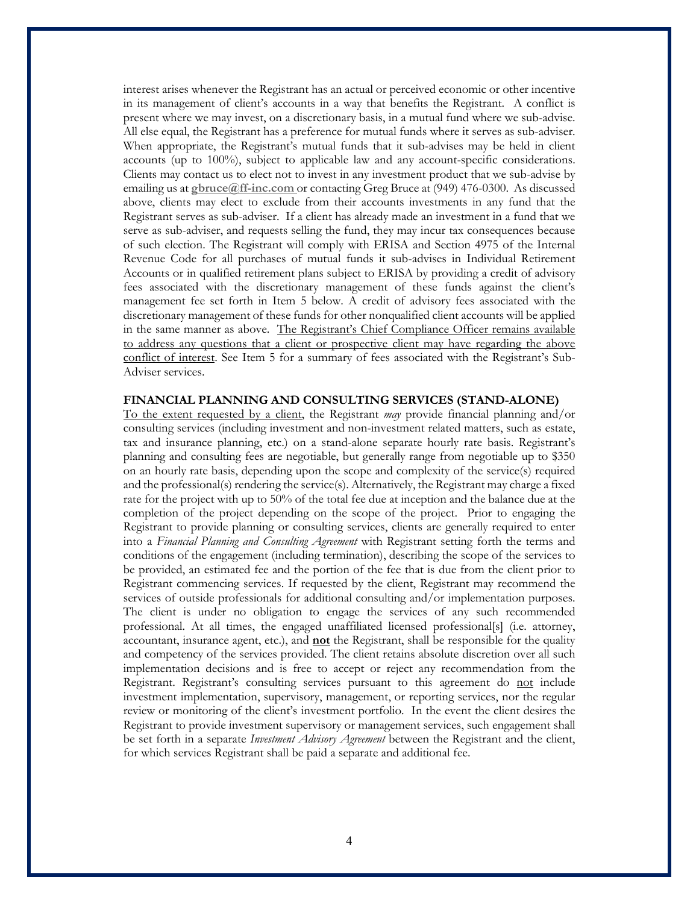interest arises whenever the Registrant has an actual or perceived economic or other incentive in its management of client's accounts in a way that benefits the Registrant. A conflict is present where we may invest, on a discretionary basis, in a mutual fund where we sub-advise. All else equal, the Registrant has a preference for mutual funds where it serves as sub-adviser. When appropriate, the Registrant's mutual funds that it sub-advises may be held in client accounts (up to 100%), subject to applicable law and any account-specific considerations. Clients may contact us to elect not to invest in any investment product that we sub-advise by emailing us at **gbruce@ff-inc.com** or contacting Greg Bruce at (949) 476-0300. As discussed above, clients may elect to exclude from their accounts investments in any fund that the Registrant serves as sub-adviser. If a client has already made an investment in a fund that we serve as sub-adviser, and requests selling the fund, they may incur tax consequences because of such election. The Registrant will comply with ERISA and Section 4975 of the Internal Revenue Code for all purchases of mutual funds it sub-advises in Individual Retirement Accounts or in qualified retirement plans subject to ERISA by providing a credit of advisory fees associated with the discretionary management of these funds against the client's management fee set forth in Item 5 below. A credit of advisory fees associated with the discretionary management of these funds for other nonqualified client accounts will be applied in the same manner as above. <u>The Registrant's Chief Compliance Officer remains available to address any questions that a client or prospective client may have regarding the above conflict of interest</u>. See Item 5 for a summary of fees associated with the Registrant's Sub-Adviser services.

**FINANCIAL PLANNING AND CONSULTING SERVICES (STAND-ALONE)**

<u>To the extent requested by a client</u>, the Registrant *may* provide financial planning and/or consulting services (including investment and non-investment related matters, such as estate, tax and insurance planning, etc.) on a stand-alone separate hourly rate basis. Registrant's planning and consulting fees are negotiable, but generally range from negotiable up to $350 on an hourly rate basis, depending upon the scope and complexity of the service(s) required and the professional(s) rendering the service(s). Alternatively, the Registrant may charge a fixed rate for the project with up to 50% of the total fee due at inception and the balance due at the completion of the project depending on the scope of the project. Prior to engaging the Registrant to provide planning or consulting services, clients are generally required to enter into a *Financial Planning and Consulting Agreement* with Registrant setting forth the terms and conditions of the engagement (including termination), describing the scope of the services to be provided, an estimated fee and the portion of the fee that is due from the client prior to Registrant commencing services. If requested by the client, Registrant may recommend the services of outside professionals for additional consulting and/or implementation purposes. The client is under no obligation to engage the services of any such recommended professional. At all times, the engaged unaffiliated licensed professional[s] (i.e. attorney, accountant, insurance agent, etc.), and **<u>not</u>** the Registrant, shall be responsible for the quality and competency of the services provided. The client retains absolute discretion over all such implementation decisions and is free to accept or reject any recommendation from the Registrant. Registrant's consulting services pursuant to this agreement do <u>not</u> include investment implementation, supervisory, management, or reporting services, nor the regular review or monitoring of the client's investment portfolio. In the event the client desires the Registrant to provide investment supervisory or management services, such engagement shall be set forth in a separate *Investment Advisory Agreement* between the Registrant and the client, for which services Registrant shall be paid a separate and additional fee.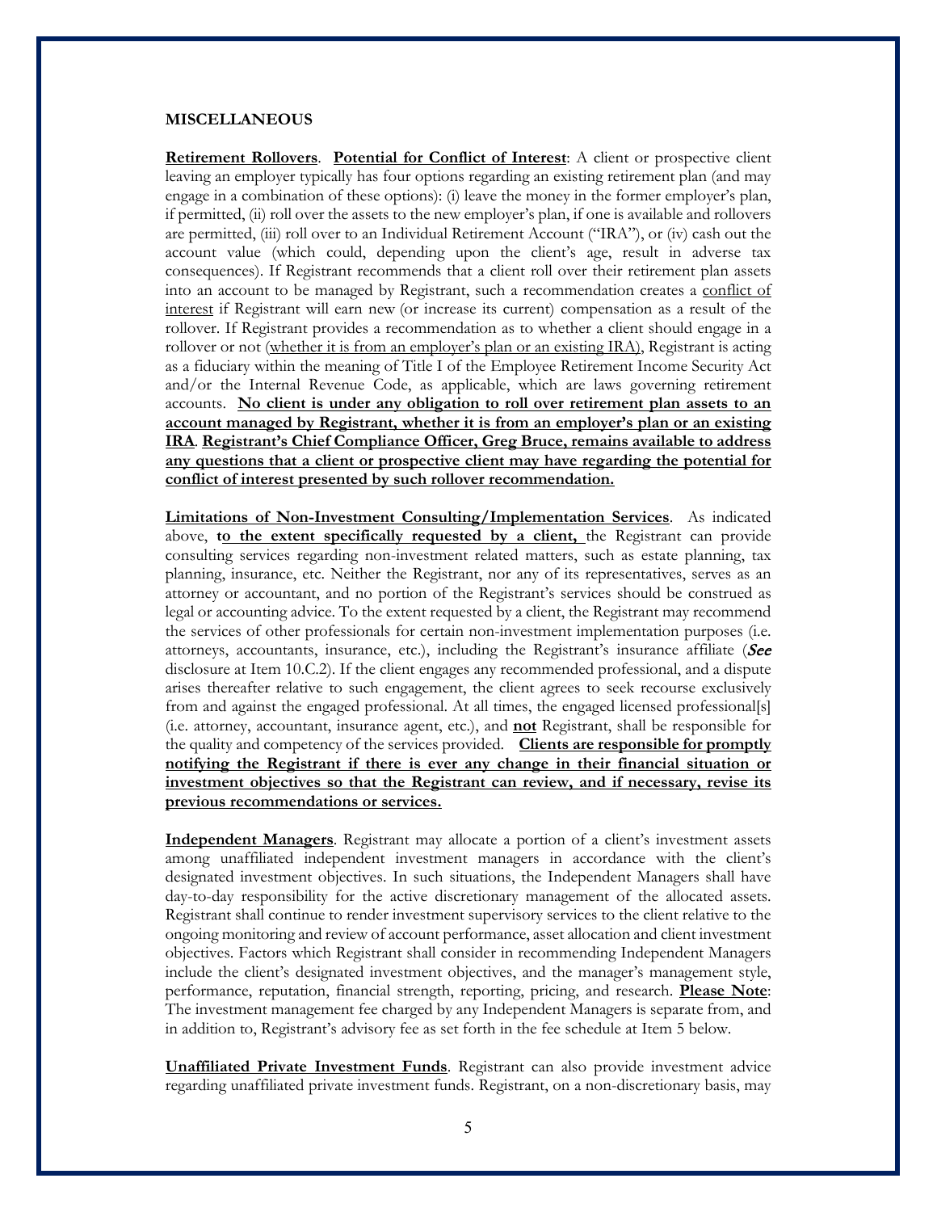**MISCELLANEOUS**

**Retirement Rollovers**. **Potential for Conflict of Interest**: A client or prospective client leaving an employer typically has four options regarding an existing retirement plan (and may engage in a combination of these options): (i) leave the money in the former employer's plan, if permitted, (ii) roll over the assets to the new employer's plan, if one is available and rollovers are permitted, (iii) roll over to an Individual Retirement Account ("IRA"), or (iv) cash out the account value (which could, depending upon the client's age, result in adverse tax consequences). If Registrant recommends that a client roll over their retirement plan assets into an account to be managed by Registrant, such a recommendation creates a conflict of interest if Registrant will earn new (or increase its current) compensation as a result of the rollover. If Registrant provides a recommendation as to whether a client should engage in a rollover or not (whether it is from an employer's plan or an existing IRA), Registrant is acting as a fiduciary within the meaning of Title I of the Employee Retirement Income Security Act and/or the Internal Revenue Code, as applicable, which are laws governing retirement accounts. **No client is under any obligation to roll over retirement plan assets to an account managed by Registrant, whether it is from an employer's plan or an existing IRA**. **Registrant's Chief Compliance Officer, Greg Bruce, remains available to address any questions that a client or prospective client may have regarding the potential for conflict of interest presented by such rollover recommendation.**

**Limitations of Non-Investment Consulting/Implementation Services**. As indicated above, **to the extent specifically requested by a client,** the Registrant can provide consulting services regarding non-investment related matters, such as estate planning, tax planning, insurance, etc. Neither the Registrant, nor any of its representatives, serves as an attorney or accountant, and no portion of the Registrant's services should be construed as legal or accounting advice. To the extent requested by a client, the Registrant may recommend the services of other professionals for certain non-investment implementation purposes (i.e. attorneys, accountants, insurance, etc.), including the Registrant's insurance affiliate (***See*** disclosure at Item 10.C.2). If the client engages any recommended professional, and a dispute arises thereafter relative to such engagement, the client agrees to seek recourse exclusively from and against the engaged professional. At all times, the engaged licensed professional[s] (i.e. attorney, accountant, insurance agent, etc.), and **not** Registrant, shall be responsible for the quality and competency of the services provided. **Clients are responsible for promptly notifying the Registrant if there is ever any change in their financial situation or investment objectives so that the Registrant can review, and if necessary, revise its previous recommendations or services.**

**Independent Managers**. Registrant may allocate a portion of a client's investment assets among unaffiliated independent investment managers in accordance with the client's designated investment objectives. In such situations, the Independent Managers shall have day-to-day responsibility for the active discretionary management of the allocated assets. Registrant shall continue to render investment supervisory services to the client relative to the ongoing monitoring and review of account performance, asset allocation and client investment objectives. Factors which Registrant shall consider in recommending Independent Managers include the client's designated investment objectives, and the manager's management style, performance, reputation, financial strength, reporting, pricing, and research. **Please Note**: The investment management fee charged by any Independent Managers is separate from, and in addition to, Registrant's advisory fee as set forth in the fee schedule at Item 5 below.

**Unaffiliated Private Investment Funds**. Registrant can also provide investment advice regarding unaffiliated private investment funds. Registrant, on a non-discretionary basis, may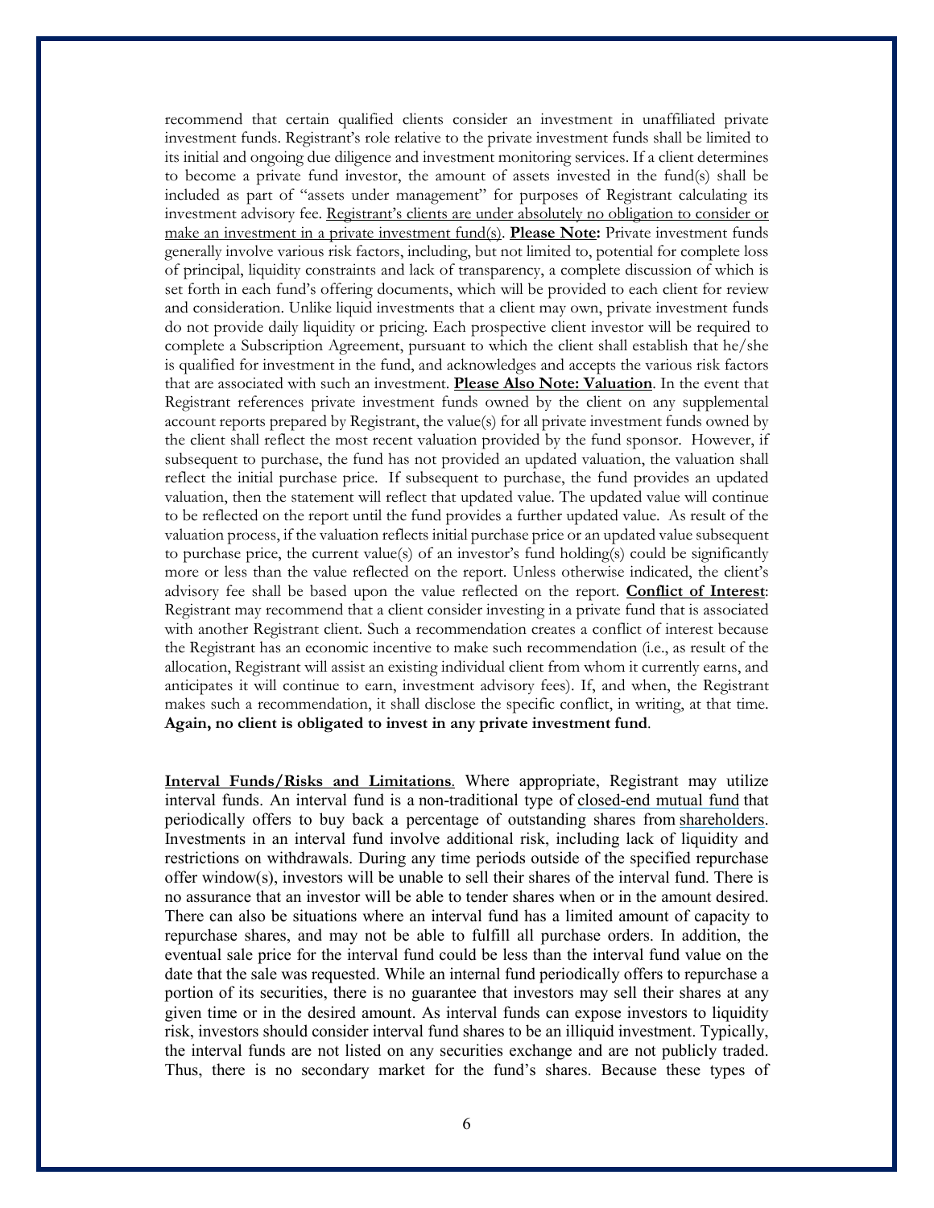recommend that certain qualified clients consider an investment in unaffiliated private investment funds. Registrant's role relative to the private investment funds shall be limited to its initial and ongoing due diligence and investment monitoring services. If a client determines to become a private fund investor, the amount of assets invested in the fund(s) shall be included as part of "assets under management" for purposes of Registrant calculating its investment advisory fee. Registrant's clients are under absolutely no obligation to consider or make an investment in a private investment fund(s). **Please Note:** Private investment funds generally involve various risk factors, including, but not limited to, potential for complete loss of principal, liquidity constraints and lack of transparency, a complete discussion of which is set forth in each fund's offering documents, which will be provided to each client for review and consideration. Unlike liquid investments that a client may own, private investment funds do not provide daily liquidity or pricing. Each prospective client investor will be required to complete a Subscription Agreement, pursuant to which the client shall establish that he/she is qualified for investment in the fund, and acknowledges and accepts the various risk factors that are associated with such an investment. **Please Also Note: Valuation**. In the event that Registrant references private investment funds owned by the client on any supplemental account reports prepared by Registrant, the value(s) for all private investment funds owned by the client shall reflect the most recent valuation provided by the fund sponsor. However, if subsequent to purchase, the fund has not provided an updated valuation, the valuation shall reflect the initial purchase price. If subsequent to purchase, the fund provides an updated valuation, then the statement will reflect that updated value. The updated value will continue to be reflected on the report until the fund provides a further updated value. As result of the valuation process, if the valuation reflects initial purchase price or an updated value subsequent to purchase price, the current value(s) of an investor's fund holding(s) could be significantly more or less than the value reflected on the report. Unless otherwise indicated, the client's advisory fee shall be based upon the value reflected on the report. **Conflict of Interest**: Registrant may recommend that a client consider investing in a private fund that is associated with another Registrant client. Such a recommendation creates a conflict of interest because the Registrant has an economic incentive to make such recommendation (i.e., as result of the allocation, Registrant will assist an existing individual client from whom it currently earns, and anticipates it will continue to earn, investment advisory fees). If, and when, the Registrant makes such a recommendation, it shall disclose the specific conflict, in writing, at that time. **Again, no client is obligated to invest in any private investment fund**.

**Interval Funds/Risks and Limitations**. Where appropriate, Registrant may utilize interval funds. An interval fund is a non-traditional type of closed-end mutual fund that periodically offers to buy back a percentage of outstanding shares from shareholders. Investments in an interval fund involve additional risk, including lack of liquidity and restrictions on withdrawals. During any time periods outside of the specified repurchase offer window(s), investors will be unable to sell their shares of the interval fund. There is no assurance that an investor will be able to tender shares when or in the amount desired. There can also be situations where an interval fund has a limited amount of capacity to repurchase shares, and may not be able to fulfill all purchase orders. In addition, the eventual sale price for the interval fund could be less than the interval fund value on the date that the sale was requested. While an internal fund periodically offers to repurchase a portion of its securities, there is no guarantee that investors may sell their shares at any given time or in the desired amount. As interval funds can expose investors to liquidity risk, investors should consider interval fund shares to be an illiquid investment. Typically, the interval funds are not listed on any securities exchange and are not publicly traded. Thus, there is no secondary market for the fund's shares. Because these types of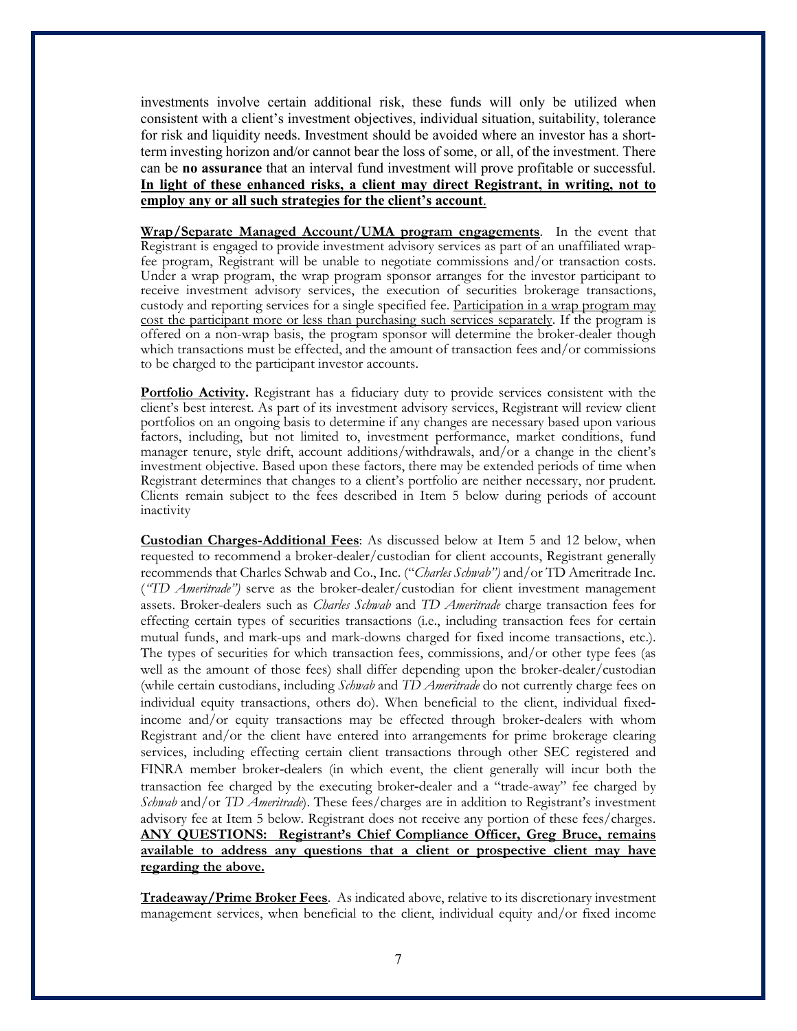investments involve certain additional risk, these funds will only be utilized when consistent with a client's investment objectives, individual situation, suitability, tolerance for risk and liquidity needs. Investment should be avoided where an investor has a short-term investing horizon and/or cannot bear the loss of some, or all, of the investment. There can be **no assurance** that an interval fund investment will prove profitable or successful. **<u>In light of these enhanced risks, a client may direct Registrant, in writing, not to employ any or all such strategies for the client's account</u>**.

**<u>Wrap/Separate Managed Account/UMA program engagements</u>**. In the event that Registrant is engaged to provide investment advisory services as part of an unaffiliated wrap-fee program, Registrant will be unable to negotiate commissions and/or transaction costs. Under a wrap program, the wrap program sponsor arranges for the investor participant to receive investment advisory services, the execution of securities brokerage transactions, custody and reporting services for a single specified fee. <u>Participation in a wrap program may cost the participant more or less than purchasing such services separately</u>. If the program is offered on a non-wrap basis, the program sponsor will determine the broker-dealer though which transactions must be effected, and the amount of transaction fees and/or commissions to be charged to the participant investor accounts.

**<u>Portfolio Activity</u>.** Registrant has a fiduciary duty to provide services consistent with the client's best interest. As part of its investment advisory services, Registrant will review client portfolios on an ongoing basis to determine if any changes are necessary based upon various factors, including, but not limited to, investment performance, market conditions, fund manager tenure, style drift, account additions/withdrawals, and/or a change in the client's investment objective. Based upon these factors, there may be extended periods of time when Registrant determines that changes to a client's portfolio are neither necessary, nor prudent. Clients remain subject to the fees described in Item 5 below during periods of account inactivity

**<u>Custodian Charges-Additional Fees</u>**: As discussed below at Item 5 and 12 below, when requested to recommend a broker-dealer/custodian for client accounts, Registrant generally recommends that Charles Schwab and Co., Inc. ("*Charles Schwab")* and/or TD Ameritrade Inc. (*"TD Ameritrade")* serve as the broker-dealer/custodian for client investment management assets. Broker-dealers such as *Charles Schwab* and *TD Ameritrade* charge transaction fees for effecting certain types of securities transactions (i.e., including transaction fees for certain mutual funds, and mark-ups and mark-downs charged for fixed income transactions, etc.). The types of securities for which transaction fees, commissions, and/or other type fees (as well as the amount of those fees) shall differ depending upon the broker-dealer/custodian (while certain custodians, including *Schwab* and *TD Ameritrade* do not currently charge fees on individual equity transactions, others do). When beneficial to the client, individual fixed-income and/or equity transactions may be effected through broker-dealers with whom Registrant and/or the client have entered into arrangements for prime brokerage clearing services, including effecting certain client transactions through other SEC registered and FINRA member broker-dealers (in which event, the client generally will incur both the transaction fee charged by the executing broker-dealer and a "trade-away" fee charged by *Schwab* and/or *TD Ameritrade*). These fees/charges are in addition to Registrant's investment advisory fee at Item 5 below. Registrant does not receive any portion of these fees/charges. **<u>ANY QUESTIONS: Registrant's Chief Compliance Officer, Greg Bruce, remains available to address any questions that a client or prospective client may have regarding the above.</u>**

**<u>Tradeaway/Prime Broker Fees</u>**. As indicated above, relative to its discretionary investment management services, when beneficial to the client, individual equity and/or fixed income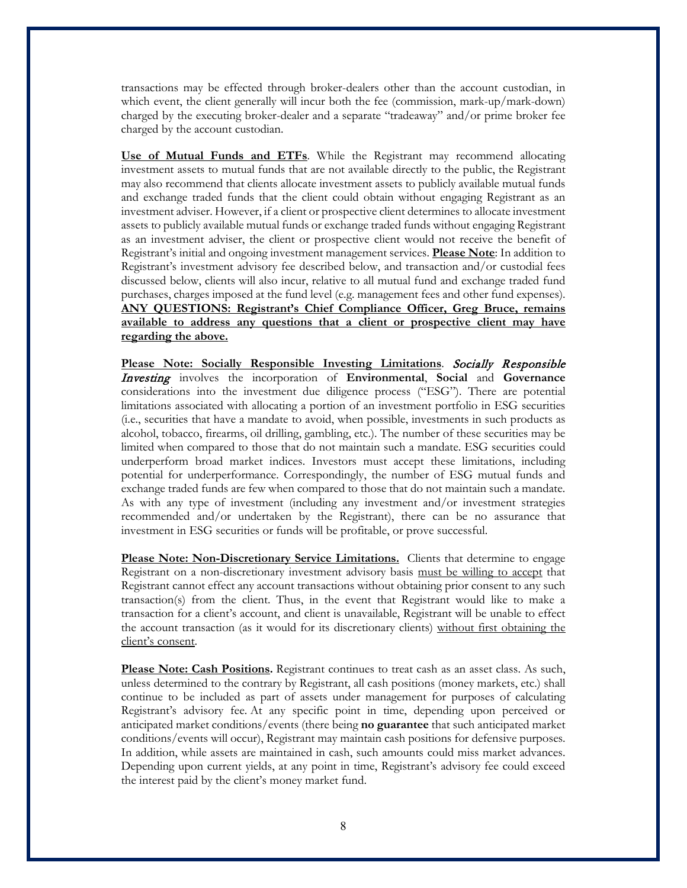transactions may be effected through broker-dealers other than the account custodian, in which event, the client generally will incur both the fee (commission, mark-up/mark-down) charged by the executing broker-dealer and a separate "tradeaway" and/or prime broker fee charged by the account custodian.

**Use of Mutual Funds and ETFs**. While the Registrant may recommend allocating investment assets to mutual funds that are not available directly to the public, the Registrant may also recommend that clients allocate investment assets to publicly available mutual funds and exchange traded funds that the client could obtain without engaging Registrant as an investment adviser. However, if a client or prospective client determines to allocate investment assets to publicly available mutual funds or exchange traded funds without engaging Registrant as an investment adviser, the client or prospective client would not receive the benefit of Registrant's initial and ongoing investment management services. **Please Note**: In addition to Registrant's investment advisory fee described below, and transaction and/or custodial fees discussed below, clients will also incur, relative to all mutual fund and exchange traded fund purchases, charges imposed at the fund level (e.g. management fees and other fund expenses). **ANY QUESTIONS: Registrant's Chief Compliance Officer, Greg Bruce, remains available to address any questions that a client or prospective client may have regarding the above.**

**Please Note: Socially Responsible Investing Limitations**. *Socially Responsible Investing* involves the incorporation of **Environmental**, **Social** and **Governance** considerations into the investment due diligence process ("ESG"). There are potential limitations associated with allocating a portion of an investment portfolio in ESG securities (i.e., securities that have a mandate to avoid, when possible, investments in such products as alcohol, tobacco, firearms, oil drilling, gambling, etc.). The number of these securities may be limited when compared to those that do not maintain such a mandate. ESG securities could underperform broad market indices. Investors must accept these limitations, including potential for underperformance. Correspondingly, the number of ESG mutual funds and exchange traded funds are few when compared to those that do not maintain such a mandate. As with any type of investment (including any investment and/or investment strategies recommended and/or undertaken by the Registrant), there can be no assurance that investment in ESG securities or funds will be profitable, or prove successful.

**Please Note: Non-Discretionary Service Limitations.** Clients that determine to engage Registrant on a non-discretionary investment advisory basis must be willing to accept that Registrant cannot effect any account transactions without obtaining prior consent to any such transaction(s) from the client. Thus, in the event that Registrant would like to make a transaction for a client's account, and client is unavailable, Registrant will be unable to effect the account transaction (as it would for its discretionary clients) without first obtaining the client's consent.

**Please Note: Cash Positions.** Registrant continues to treat cash as an asset class. As such, unless determined to the contrary by Registrant, all cash positions (money markets, etc.) shall continue to be included as part of assets under management for purposes of calculating Registrant's advisory fee. At any specific point in time, depending upon perceived or anticipated market conditions/events (there being **no guarantee** that such anticipated market conditions/events will occur), Registrant may maintain cash positions for defensive purposes. In addition, while assets are maintained in cash, such amounts could miss market advances. Depending upon current yields, at any point in time, Registrant's advisory fee could exceed the interest paid by the client's money market fund.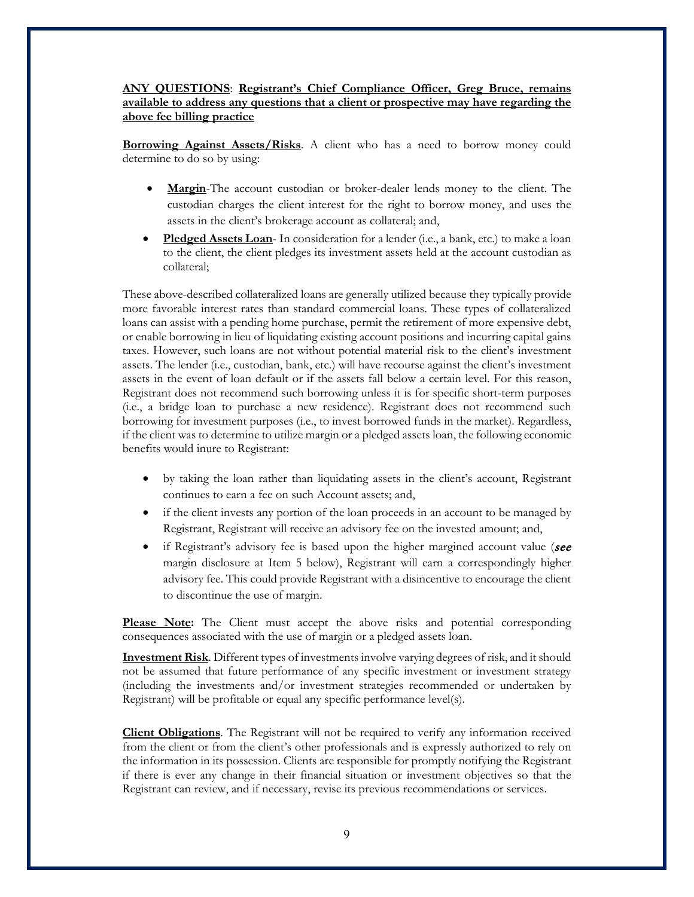**ANY QUESTIONS**: **Registrant's Chief Compliance Officer, Greg Bruce, remains available to address any questions that a client or prospective may have regarding the above fee billing practice**

**Borrowing Against Assets/Risks**. A client who has a need to borrow money could determine to do so by using:

- **Margin**-The account custodian or broker-dealer lends money to the client. The custodian charges the client interest for the right to borrow money, and uses the assets in the client's brokerage account as collateral; and,
- **Pledged Assets Loan**- In consideration for a lender (i.e., a bank, etc.) to make a loan to the client, the client pledges its investment assets held at the account custodian as collateral;

These above-described collateralized loans are generally utilized because they typically provide more favorable interest rates than standard commercial loans. These types of collateralized loans can assist with a pending home purchase, permit the retirement of more expensive debt, or enable borrowing in lieu of liquidating existing account positions and incurring capital gains taxes. However, such loans are not without potential material risk to the client's investment assets. The lender (i.e., custodian, bank, etc.) will have recourse against the client's investment assets in the event of loan default or if the assets fall below a certain level. For this reason, Registrant does not recommend such borrowing unless it is for specific short-term purposes (i.e., a bridge loan to purchase a new residence). Registrant does not recommend such borrowing for investment purposes (i.e., to invest borrowed funds in the market). Regardless, if the client was to determine to utilize margin or a pledged assets loan, the following economic benefits would inure to Registrant:

- by taking the loan rather than liquidating assets in the client's account, Registrant continues to earn a fee on such Account assets; and,
- if the client invests any portion of the loan proceeds in an account to be managed by Registrant, Registrant will receive an advisory fee on the invested amount; and,
- if Registrant's advisory fee is based upon the higher margined account value (***see*** margin disclosure at Item 5 below), Registrant will earn a correspondingly higher advisory fee. This could provide Registrant with a disincentive to encourage the client to discontinue the use of margin.

**Please Note:** The Client must accept the above risks and potential corresponding consequences associated with the use of margin or a pledged assets loan.

**Investment Risk**. Different types of investments involve varying degrees of risk, and it should not be assumed that future performance of any specific investment or investment strategy (including the investments and/or investment strategies recommended or undertaken by Registrant) will be profitable or equal any specific performance level(s).

**Client Obligations**. The Registrant will not be required to verify any information received from the client or from the client's other professionals and is expressly authorized to rely on the information in its possession. Clients are responsible for promptly notifying the Registrant if there is ever any change in their financial situation or investment objectives so that the Registrant can review, and if necessary, revise its previous recommendations or services.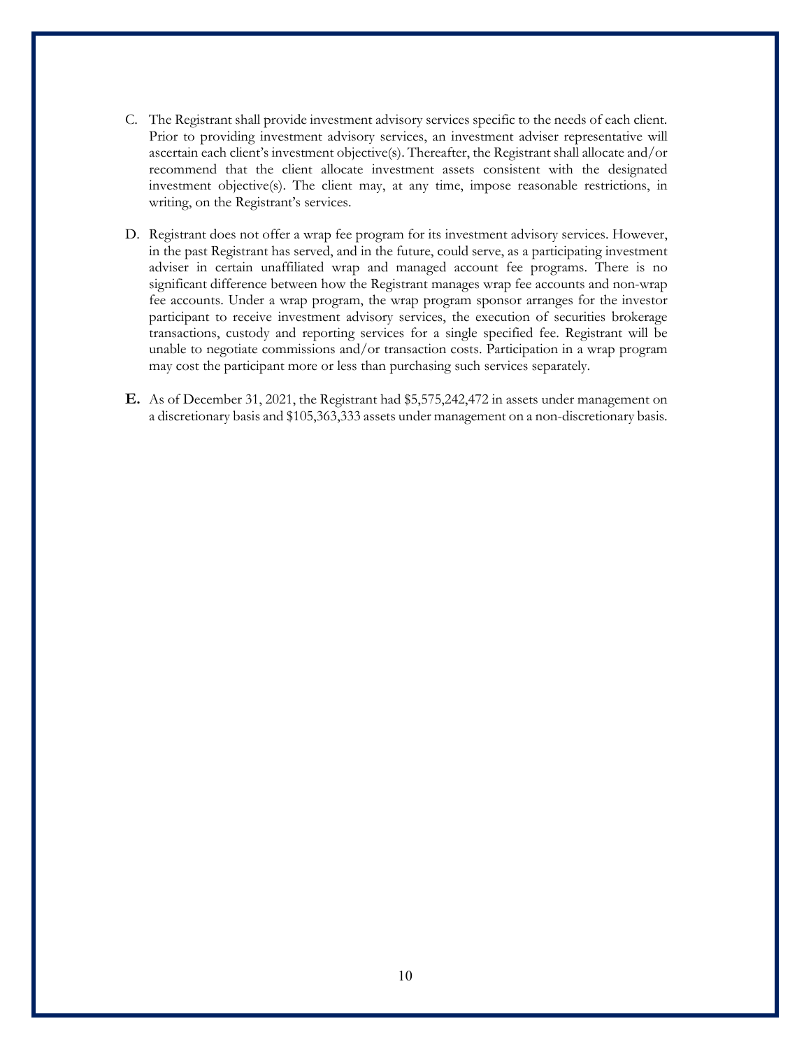C. The Registrant shall provide investment advisory services specific to the needs of each client. Prior to providing investment advisory services, an investment adviser representative will ascertain each client's investment objective(s). Thereafter, the Registrant shall allocate and/or recommend that the client allocate investment assets consistent with the designated investment objective(s). The client may, at any time, impose reasonable restrictions, in writing, on the Registrant's services.

D. Registrant does not offer a wrap fee program for its investment advisory services. However, in the past Registrant has served, and in the future, could serve, as a participating investment adviser in certain unaffiliated wrap and managed account fee programs. There is no significant difference between how the Registrant manages wrap fee accounts and non-wrap fee accounts. Under a wrap program, the wrap program sponsor arranges for the investor participant to receive investment advisory services, the execution of securities brokerage transactions, custody and reporting services for a single specified fee. Registrant will be unable to negotiate commissions and/or transaction costs. Participation in a wrap program may cost the participant more or less than purchasing such services separately.

**E.** As of December 31, 2021, the Registrant had $5,575,242,472 in assets under management on a discretionary basis and $105,363,333 assets under management on a non-discretionary basis.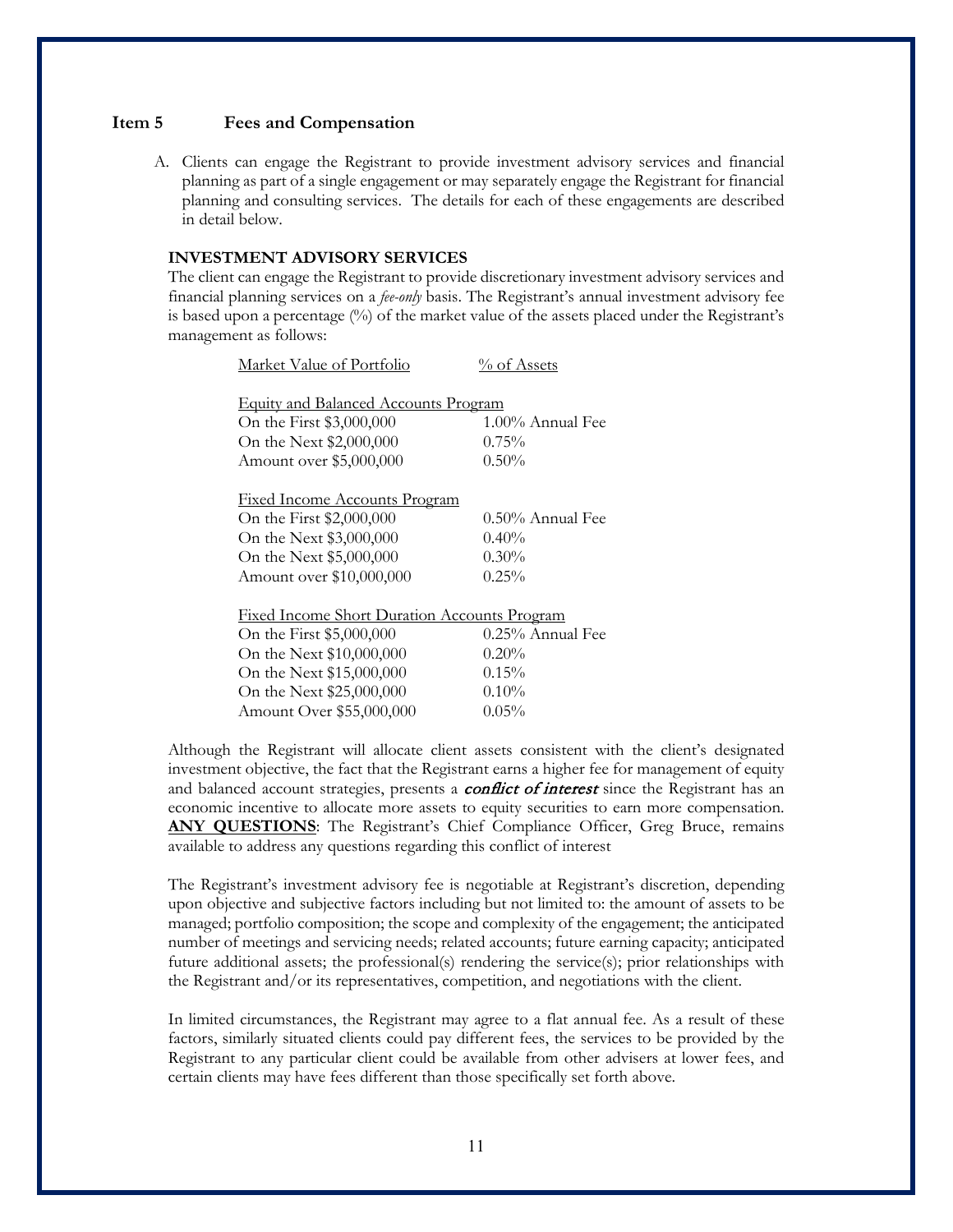## Item 5 Fees and Compensation

A. Clients can engage the Registrant to provide investment advisory services and financial planning as part of a single engagement or may separately engage the Registrant for financial planning and consulting services. The details for each of these engagements are described in detail below.

**INVESTMENT ADVISORY SERVICES**

The client can engage the Registrant to provide discretionary investment advisory services and financial planning services on a *fee-only* basis. The Registrant's annual investment advisory fee is based upon a percentage (%) of the market value of the assets placed under the Registrant's management as follows:

| Market Value of Portfolio | % of Assets |
|---|---|
| **Equity and Balanced Accounts Program** | |
| On the First $3,000,000 | 1.00% Annual Fee |
| On the Next $2,000,000 | 0.75% |
| Amount over $5,000,000 | 0.50% |
| **Fixed Income Accounts Program** | |
| On the First $2,000,000 | 0.50% Annual Fee |
| On the Next $3,000,000 | 0.40% |
| On the Next $5,000,000 | 0.30% |
| Amount over $10,000,000 | 0.25% |
| **Fixed Income Short Duration Accounts Program** | |
| On the First $5,000,000 | 0.25% Annual Fee |
| On the Next $10,000,000 | 0.20% |
| On the Next $15,000,000 | 0.15% |
| On the Next $25,000,000 | 0.10% |
| Amount Over $55,000,000 | 0.05% |

Although the Registrant will allocate client assets consistent with the client's designated investment objective, the fact that the Registrant earns a higher fee for management of equity and balanced account strategies, presents a ***conflict of interest*** since the Registrant has an economic incentive to allocate more assets to equity securities to earn more compensation. **ANY QUESTIONS**: The Registrant's Chief Compliance Officer, Greg Bruce, remains available to address any questions regarding this conflict of interest

The Registrant's investment advisory fee is negotiable at Registrant's discretion, depending upon objective and subjective factors including but not limited to: the amount of assets to be managed; portfolio composition; the scope and complexity of the engagement; the anticipated number of meetings and servicing needs; related accounts; future earning capacity; anticipated future additional assets; the professional(s) rendering the service(s); prior relationships with the Registrant and/or its representatives, competition, and negotiations with the client.

In limited circumstances, the Registrant may agree to a flat annual fee. As a result of these factors, similarly situated clients could pay different fees, the services to be provided by the Registrant to any particular client could be available from other advisers at lower fees, and certain clients may have fees different than those specifically set forth above.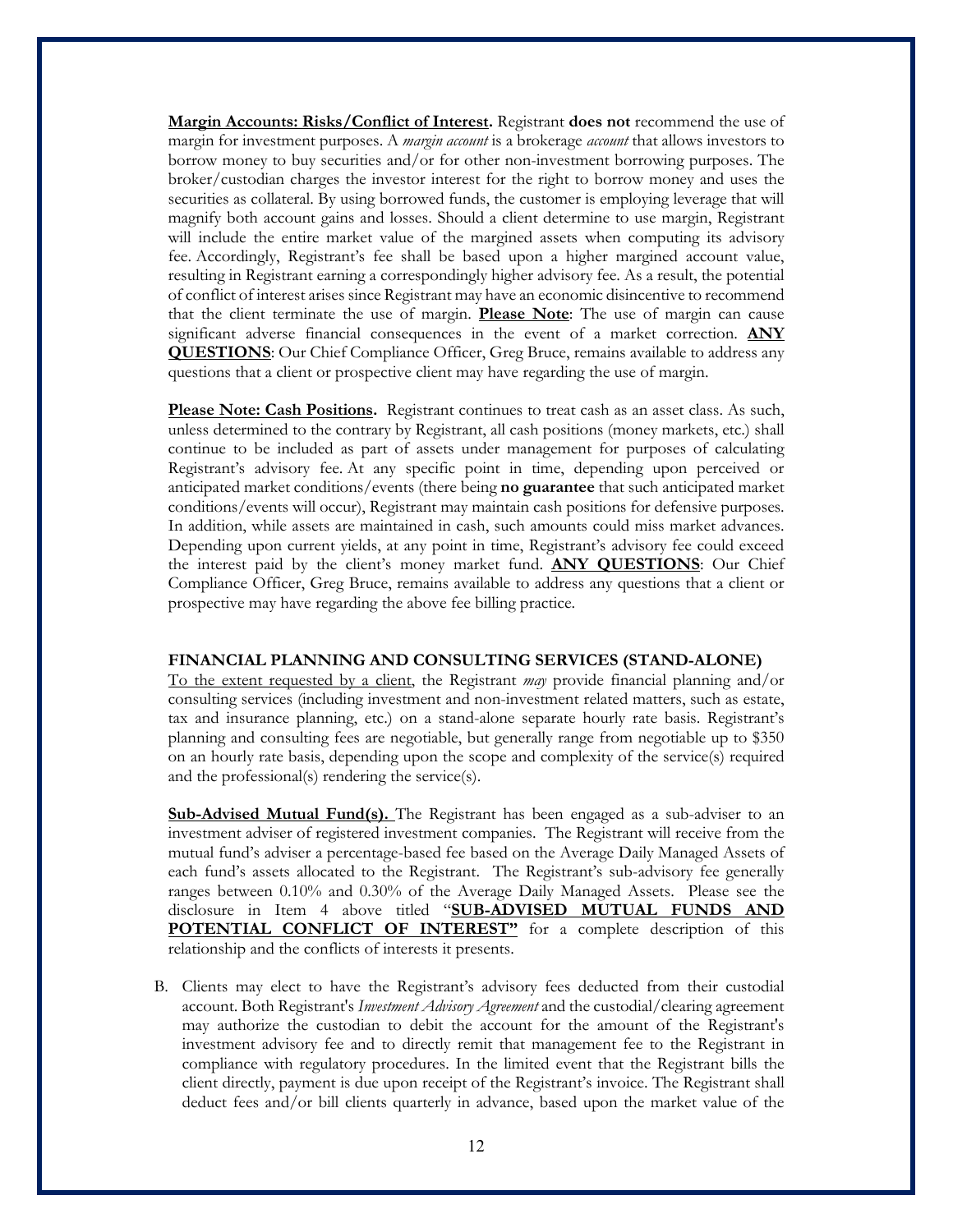**<u>Margin Accounts: Risks/Conflict of Interest</u>.** Registrant **does not** recommend the use of margin for investment purposes. A *margin account* is a brokerage *account* that allows investors to borrow money to buy securities and/or for other non-investment borrowing purposes. The broker/custodian charges the investor interest for the right to borrow money and uses the securities as collateral. By using borrowed funds, the customer is employing leverage that will magnify both account gains and losses. Should a client determine to use margin, Registrant will include the entire market value of the margined assets when computing its advisory fee. Accordingly, Registrant's fee shall be based upon a higher margined account value, resulting in Registrant earning a correspondingly higher advisory fee. As a result, the potential of conflict of interest arises since Registrant may have an economic disincentive to recommend that the client terminate the use of margin. **<u>Please Note</u>**: The use of margin can cause significant adverse financial consequences in the event of a market correction. **<u>ANY QUESTIONS</u>**: Our Chief Compliance Officer, Greg Bruce, remains available to address any questions that a client or prospective client may have regarding the use of margin.

**<u>Please Note: Cash Positions</u>.** Registrant continues to treat cash as an asset class. As such, unless determined to the contrary by Registrant, all cash positions (money markets, etc.) shall continue to be included as part of assets under management for purposes of calculating Registrant's advisory fee. At any specific point in time, depending upon perceived or anticipated market conditions/events (there being **no guarantee** that such anticipated market conditions/events will occur), Registrant may maintain cash positions for defensive purposes. In addition, while assets are maintained in cash, such amounts could miss market advances. Depending upon current yields, at any point in time, Registrant's advisory fee could exceed the interest paid by the client's money market fund. **<u>ANY QUESTIONS</u>**: Our Chief Compliance Officer, Greg Bruce, remains available to address any questions that a client or prospective may have regarding the above fee billing practice.

**FINANCIAL PLANNING AND CONSULTING SERVICES (STAND-ALONE)**

<u>To the extent requested by a client</u>, the Registrant *may* provide financial planning and/or consulting services (including investment and non-investment related matters, such as estate, tax and insurance planning, etc.) on a stand-alone separate hourly rate basis. Registrant's planning and consulting fees are negotiable, but generally range from negotiable up to $350 on an hourly rate basis, depending upon the scope and complexity of the service(s) required and the professional(s) rendering the service(s).

**<u>Sub-Advised Mutual Fund(s).</u>** The Registrant has been engaged as a sub-adviser to an investment adviser of registered investment companies. The Registrant will receive from the mutual fund's adviser a percentage-based fee based on the Average Daily Managed Assets of each fund's assets allocated to the Registrant. The Registrant's sub-advisory fee generally ranges between 0.10% and 0.30% of the Average Daily Managed Assets. Please see the disclosure in Item 4 above titled "**<u>SUB-ADVISED MUTUAL FUNDS AND POTENTIAL CONFLICT OF INTEREST"</u>** for a complete description of this relationship and the conflicts of interests it presents.

B. Clients may elect to have the Registrant's advisory fees deducted from their custodial account. Both Registrant's *Investment Advisory Agreement* and the custodial/clearing agreement may authorize the custodian to debit the account for the amount of the Registrant's investment advisory fee and to directly remit that management fee to the Registrant in compliance with regulatory procedures. In the limited event that the Registrant bills the client directly, payment is due upon receipt of the Registrant's invoice. The Registrant shall deduct fees and/or bill clients quarterly in advance, based upon the market value of the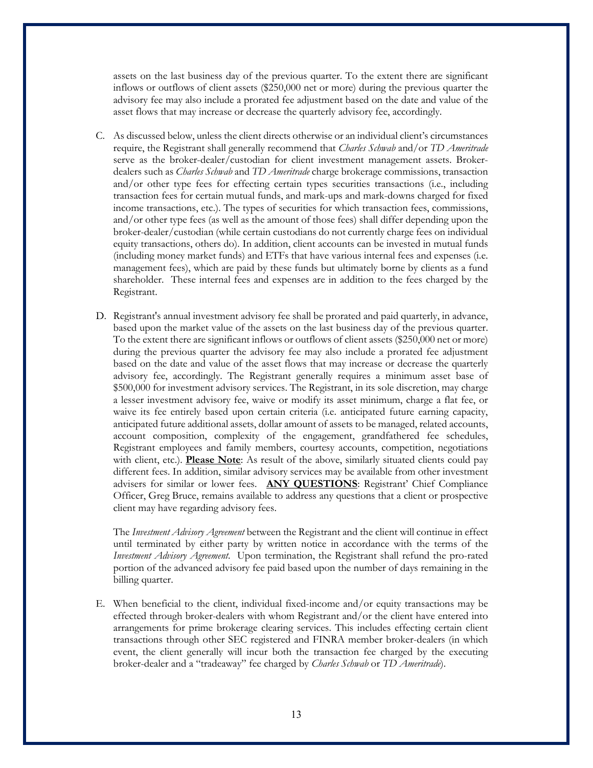assets on the last business day of the previous quarter. To the extent there are significant inflows or outflows of client assets ($250,000 net or more) during the previous quarter the advisory fee may also include a prorated fee adjustment based on the date and value of the asset flows that may increase or decrease the quarterly advisory fee, accordingly.

C. As discussed below, unless the client directs otherwise or an individual client's circumstances require, the Registrant shall generally recommend that *Charles Schwab* and/or *TD Ameritrade* serve as the broker-dealer/custodian for client investment management assets. Broker-dealers such as *Charles Schwab* and *TD Ameritrade* charge brokerage commissions, transaction and/or other type fees for effecting certain types securities transactions (i.e., including transaction fees for certain mutual funds, and mark-ups and mark-downs charged for fixed income transactions, etc.). The types of securities for which transaction fees, commissions, and/or other type fees (as well as the amount of those fees) shall differ depending upon the broker-dealer/custodian (while certain custodians do not currently charge fees on individual equity transactions, others do). In addition, client accounts can be invested in mutual funds (including money market funds) and ETFs that have various internal fees and expenses (i.e. management fees), which are paid by these funds but ultimately borne by clients as a fund shareholder. These internal fees and expenses are in addition to the fees charged by the Registrant.

D. Registrant's annual investment advisory fee shall be prorated and paid quarterly, in advance, based upon the market value of the assets on the last business day of the previous quarter. To the extent there are significant inflows or outflows of client assets ($250,000 net or more) during the previous quarter the advisory fee may also include a prorated fee adjustment based on the date and value of the asset flows that may increase or decrease the quarterly advisory fee, accordingly. The Registrant generally requires a minimum asset base of $500,000 for investment advisory services. The Registrant, in its sole discretion, may charge a lesser investment advisory fee, waive or modify its asset minimum, charge a flat fee, or waive its fee entirely based upon certain criteria (i.e. anticipated future earning capacity, anticipated future additional assets, dollar amount of assets to be managed, related accounts, account composition, complexity of the engagement, grandfathered fee schedules, Registrant employees and family members, courtesy accounts, competition, negotiations with client, etc.). **<u>Please Note</u>**: As result of the above, similarly situated clients could pay different fees. In addition, similar advisory services may be available from other investment advisers for similar or lower fees. **<u>ANY QUESTIONS</u>**: Registrant' Chief Compliance Officer, Greg Bruce, remains available to address any questions that a client or prospective client may have regarding advisory fees.

   The *Investment Advisory Agreement* between the Registrant and the client will continue in effect until terminated by either party by written notice in accordance with the terms of the *Investment Advisory Agreement*. Upon termination, the Registrant shall refund the pro-rated portion of the advanced advisory fee paid based upon the number of days remaining in the billing quarter.

E. When beneficial to the client, individual fixed-income and/or equity transactions may be effected through broker-dealers with whom Registrant and/or the client have entered into arrangements for prime brokerage clearing services. This includes effecting certain client transactions through other SEC registered and FINRA member broker-dealers (in which event, the client generally will incur both the transaction fee charged by the executing broker-dealer and a "tradeaway" fee charged by *Charles Schwab* or *TD Ameritrade*).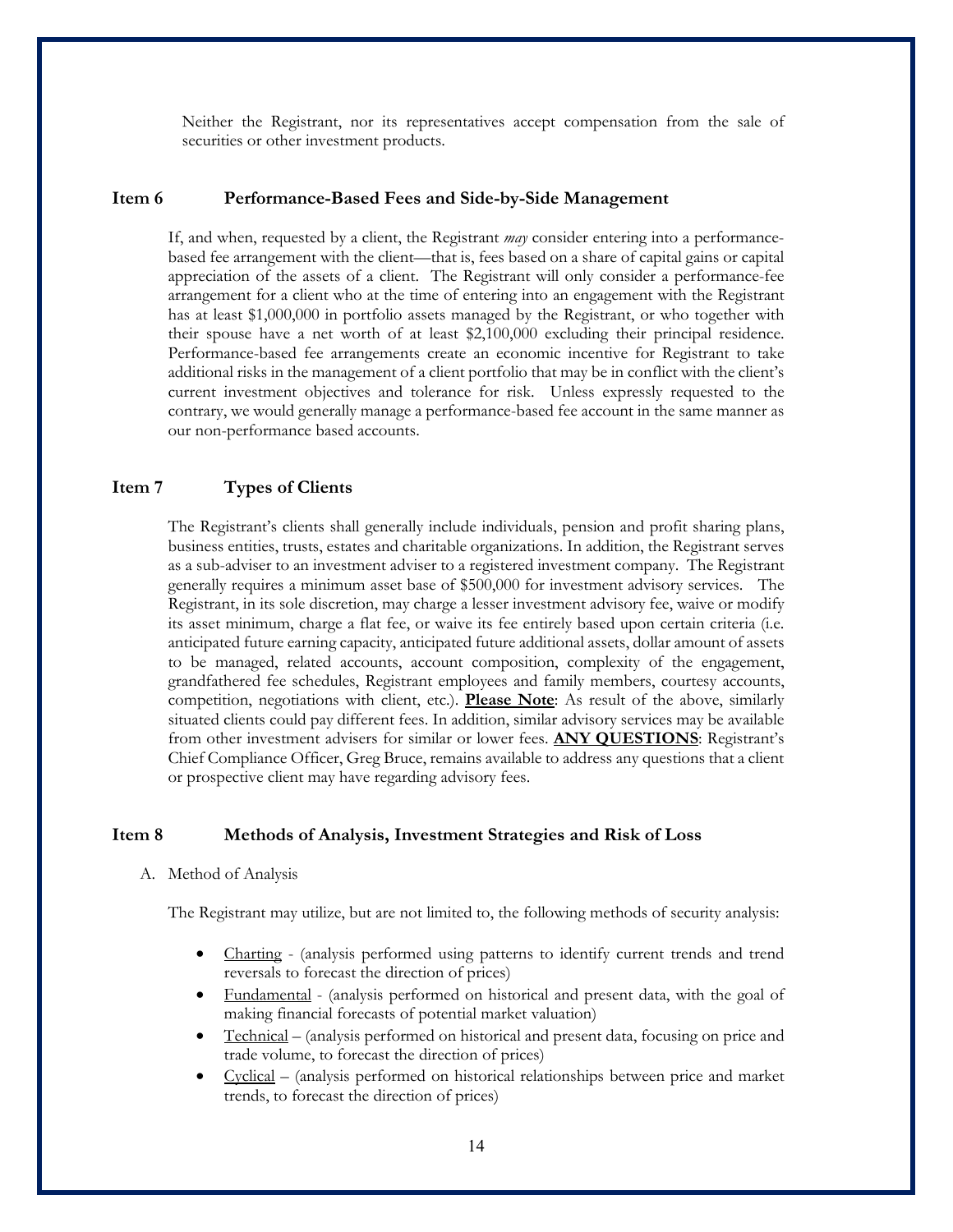Neither the Registrant, nor its representatives accept compensation from the sale of securities or other investment products.

## Item 6 Performance-Based Fees and Side-by-Side Management

If, and when, requested by a client, the Registrant *may* consider entering into a performance-based fee arrangement with the client—that is, fees based on a share of capital gains or capital appreciation of the assets of a client. The Registrant will only consider a performance-fee arrangement for a client who at the time of entering into an engagement with the Registrant has at least $1,000,000 in portfolio assets managed by the Registrant, or who together with their spouse have a net worth of at least $2,100,000 excluding their principal residence. Performance-based fee arrangements create an economic incentive for Registrant to take additional risks in the management of a client portfolio that may be in conflict with the client's current investment objectives and tolerance for risk. Unless expressly requested to the contrary, we would generally manage a performance-based fee account in the same manner as our non-performance based accounts.

## Item 7 Types of Clients

The Registrant's clients shall generally include individuals, pension and profit sharing plans, business entities, trusts, estates and charitable organizations. In addition, the Registrant serves as a sub-adviser to an investment adviser to a registered investment company. The Registrant generally requires a minimum asset base of $500,000 for investment advisory services. The Registrant, in its sole discretion, may charge a lesser investment advisory fee, waive or modify its asset minimum, charge a flat fee, or waive its fee entirely based upon certain criteria (i.e. anticipated future earning capacity, anticipated future additional assets, dollar amount of assets to be managed, related accounts, account composition, complexity of the engagement, grandfathered fee schedules, Registrant employees and family members, courtesy accounts, competition, negotiations with client, etc.). **Please Note**: As result of the above, similarly situated clients could pay different fees. In addition, similar advisory services may be available from other investment advisers for similar or lower fees. **ANY QUESTIONS**: Registrant's Chief Compliance Officer, Greg Bruce, remains available to address any questions that a client or prospective client may have regarding advisory fees.

## Item 8 Methods of Analysis, Investment Strategies and Risk of Loss

A. Method of Analysis

The Registrant may utilize, but are not limited to, the following methods of security analysis:

- Charting - (analysis performed using patterns to identify current trends and trend reversals to forecast the direction of prices)
- Fundamental - (analysis performed on historical and present data, with the goal of making financial forecasts of potential market valuation)
- Technical – (analysis performed on historical and present data, focusing on price and trade volume, to forecast the direction of prices)
- Cyclical – (analysis performed on historical relationships between price and market trends, to forecast the direction of prices)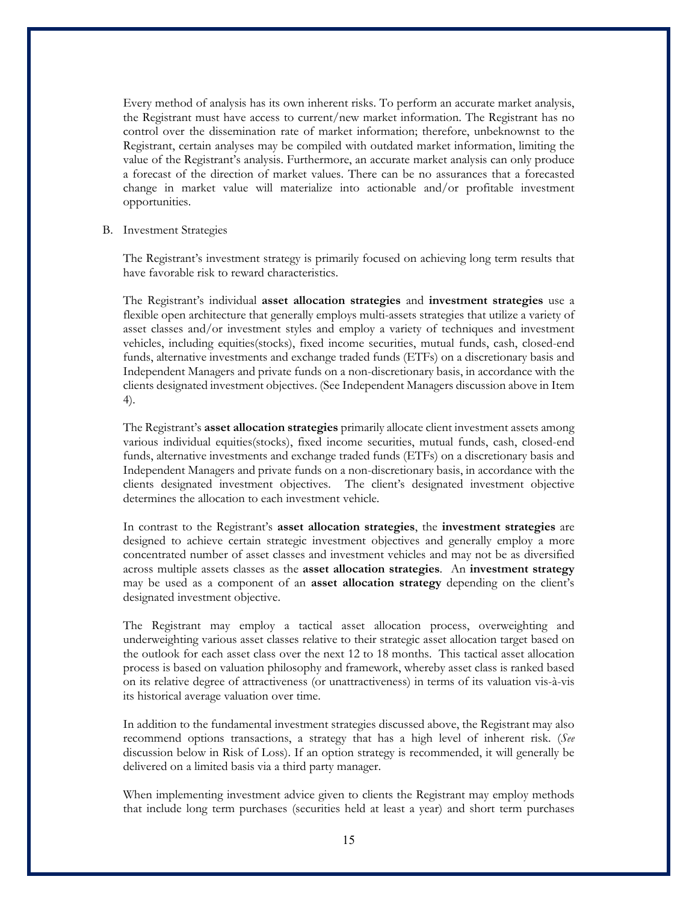Every method of analysis has its own inherent risks. To perform an accurate market analysis, the Registrant must have access to current/new market information. The Registrant has no control over the dissemination rate of market information; therefore, unbeknownst to the Registrant, certain analyses may be compiled with outdated market information, limiting the value of the Registrant's analysis. Furthermore, an accurate market analysis can only produce a forecast of the direction of market values. There can be no assurances that a forecasted change in market value will materialize into actionable and/or profitable investment opportunities.

B. Investment Strategies

The Registrant's investment strategy is primarily focused on achieving long term results that have favorable risk to reward characteristics.

The Registrant's individual **asset allocation strategies** and **investment strategies** use a flexible open architecture that generally employs multi-assets strategies that utilize a variety of asset classes and/or investment styles and employ a variety of techniques and investment vehicles, including equities(stocks), fixed income securities, mutual funds, cash, closed-end funds, alternative investments and exchange traded funds (ETFs) on a discretionary basis and Independent Managers and private funds on a non-discretionary basis, in accordance with the clients designated investment objectives. (See Independent Managers discussion above in Item 4).

The Registrant's **asset allocation strategies** primarily allocate client investment assets among various individual equities(stocks), fixed income securities, mutual funds, cash, closed-end funds, alternative investments and exchange traded funds (ETFs) on a discretionary basis and Independent Managers and private funds on a non-discretionary basis, in accordance with the clients designated investment objectives. The client's designated investment objective determines the allocation to each investment vehicle.

In contrast to the Registrant's **asset allocation strategies**, the **investment strategies** are designed to achieve certain strategic investment objectives and generally employ a more concentrated number of asset classes and investment vehicles and may not be as diversified across multiple assets classes as the **asset allocation strategies**. An **investment strategy** may be used as a component of an **asset allocation strategy** depending on the client's designated investment objective.

The Registrant may employ a tactical asset allocation process, overweighting and underweighting various asset classes relative to their strategic asset allocation target based on the outlook for each asset class over the next 12 to 18 months. This tactical asset allocation process is based on valuation philosophy and framework, whereby asset class is ranked based on its relative degree of attractiveness (or unattractiveness) in terms of its valuation vis-à-vis its historical average valuation over time.

In addition to the fundamental investment strategies discussed above, the Registrant may also recommend options transactions, a strategy that has a high level of inherent risk. (*See* discussion below in Risk of Loss). If an option strategy is recommended, it will generally be delivered on a limited basis via a third party manager.

When implementing investment advice given to clients the Registrant may employ methods that include long term purchases (securities held at least a year) and short term purchases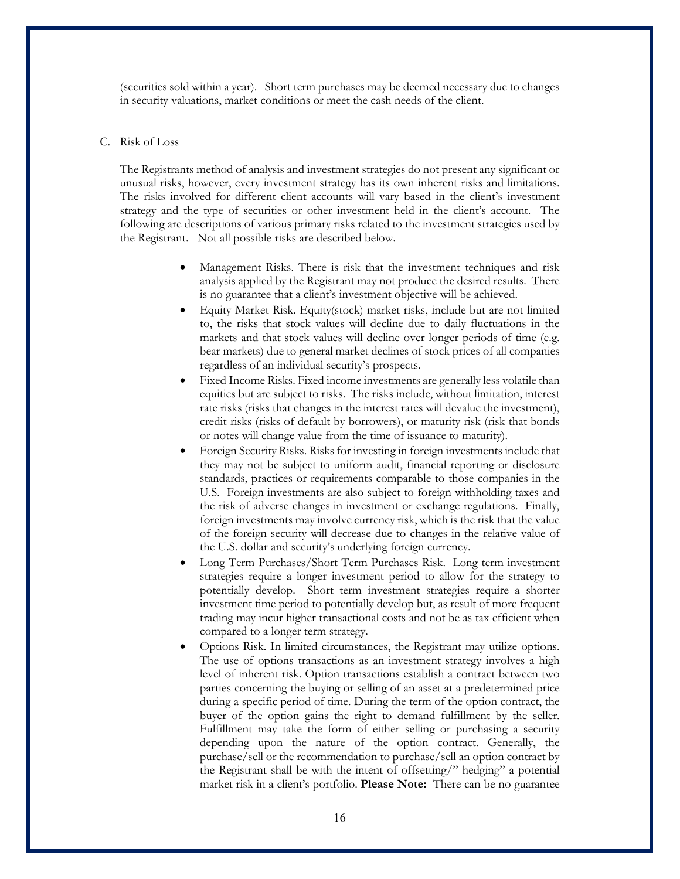(securities sold within a year). Short term purchases may be deemed necessary due to changes in security valuations, market conditions or meet the cash needs of the client.

C. Risk of Loss

The Registrants method of analysis and investment strategies do not present any significant or unusual risks, however, every investment strategy has its own inherent risks and limitations. The risks involved for different client accounts will vary based in the client's investment strategy and the type of securities or other investment held in the client's account. The following are descriptions of various primary risks related to the investment strategies used by the Registrant. Not all possible risks are described below.

- Management Risks. There is risk that the investment techniques and risk analysis applied by the Registrant may not produce the desired results. There is no guarantee that a client's investment objective will be achieved.
- Equity Market Risk. Equity(stock) market risks, include but are not limited to, the risks that stock values will decline due to daily fluctuations in the markets and that stock values will decline over longer periods of time (e.g. bear markets) due to general market declines of stock prices of all companies regardless of an individual security's prospects.
- Fixed Income Risks. Fixed income investments are generally less volatile than equities but are subject to risks. The risks include, without limitation, interest rate risks (risks that changes in the interest rates will devalue the investment), credit risks (risks of default by borrowers), or maturity risk (risk that bonds or notes will change value from the time of issuance to maturity).
- Foreign Security Risks. Risks for investing in foreign investments include that they may not be subject to uniform audit, financial reporting or disclosure standards, practices or requirements comparable to those companies in the U.S. Foreign investments are also subject to foreign withholding taxes and the risk of adverse changes in investment or exchange regulations. Finally, foreign investments may involve currency risk, which is the risk that the value of the foreign security will decrease due to changes in the relative value of the U.S. dollar and security's underlying foreign currency.
- Long Term Purchases/Short Term Purchases Risk. Long term investment strategies require a longer investment period to allow for the strategy to potentially develop. Short term investment strategies require a shorter investment time period to potentially develop but, as result of more frequent trading may incur higher transactional costs and not be as tax efficient when compared to a longer term strategy.
- Options Risk. In limited circumstances, the Registrant may utilize options. The use of options transactions as an investment strategy involves a high level of inherent risk. Option transactions establish a contract between two parties concerning the buying or selling of an asset at a predetermined price during a specific period of time. During the term of the option contract, the buyer of the option gains the right to demand fulfillment by the seller. Fulfillment may take the form of either selling or purchasing a security depending upon the nature of the option contract. Generally, the purchase/sell or the recommendation to purchase/sell an option contract by the Registrant shall be with the intent of offsetting/" hedging" a potential market risk in a client's portfolio. **Please Note:** There can be no guarantee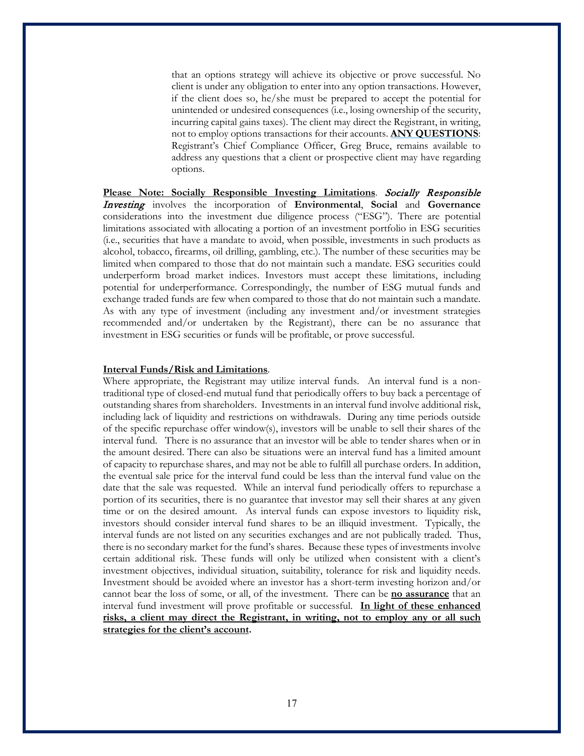that an options strategy will achieve its objective or prove successful. No client is under any obligation to enter into any option transactions. However, if the client does so, he/she must be prepared to accept the potential for unintended or undesired consequences (i.e., losing ownership of the security, incurring capital gains taxes). The client may direct the Registrant, in writing, not to employ options transactions for their accounts. **ANY QUESTIONS**: Registrant's Chief Compliance Officer, Greg Bruce, remains available to address any questions that a client or prospective client may have regarding options.

**Please Note: Socially Responsible Investing Limitations**. *Socially Responsible Investing* involves the incorporation of **Environmental**, **Social** and **Governance** considerations into the investment due diligence process ("ESG"). There are potential limitations associated with allocating a portion of an investment portfolio in ESG securities (i.e., securities that have a mandate to avoid, when possible, investments in such products as alcohol, tobacco, firearms, oil drilling, gambling, etc.). The number of these securities may be limited when compared to those that do not maintain such a mandate. ESG securities could underperform broad market indices. Investors must accept these limitations, including potential for underperformance. Correspondingly, the number of ESG mutual funds and exchange traded funds are few when compared to those that do not maintain such a mandate. As with any type of investment (including any investment and/or investment strategies recommended and/or undertaken by the Registrant), there can be no assurance that investment in ESG securities or funds will be profitable, or prove successful.

**Interval Funds/Risk and Limitations**.

Where appropriate, the Registrant may utilize interval funds. An interval fund is a non-traditional type of closed-end mutual fund that periodically offers to buy back a percentage of outstanding shares from shareholders. Investments in an interval fund involve additional risk, including lack of liquidity and restrictions on withdrawals. During any time periods outside of the specific repurchase offer window(s), investors will be unable to sell their shares of the interval fund. There is no assurance that an investor will be able to tender shares when or in the amount desired. There can also be situations were an interval fund has a limited amount of capacity to repurchase shares, and may not be able to fulfill all purchase orders. In addition, the eventual sale price for the interval fund could be less than the interval fund value on the date that the sale was requested. While an interval fund periodically offers to repurchase a portion of its securities, there is no guarantee that investor may sell their shares at any given time or on the desired amount. As interval funds can expose investors to liquidity risk, investors should consider interval fund shares to be an illiquid investment. Typically, the interval funds are not listed on any securities exchanges and are not publically traded. Thus, there is no secondary market for the fund's shares. Because these types of investments involve certain additional risk. These funds will only be utilized when consistent with a client's investment objectives, individual situation, suitability, tolerance for risk and liquidity needs. Investment should be avoided where an investor has a short-term investing horizon and/or cannot bear the loss of some, or all, of the investment. There can be **no assurance** that an interval fund investment will prove profitable or successful. **In light of these enhanced risks, a client may direct the Registrant, in writing, not to employ any or all such strategies for the client's account.**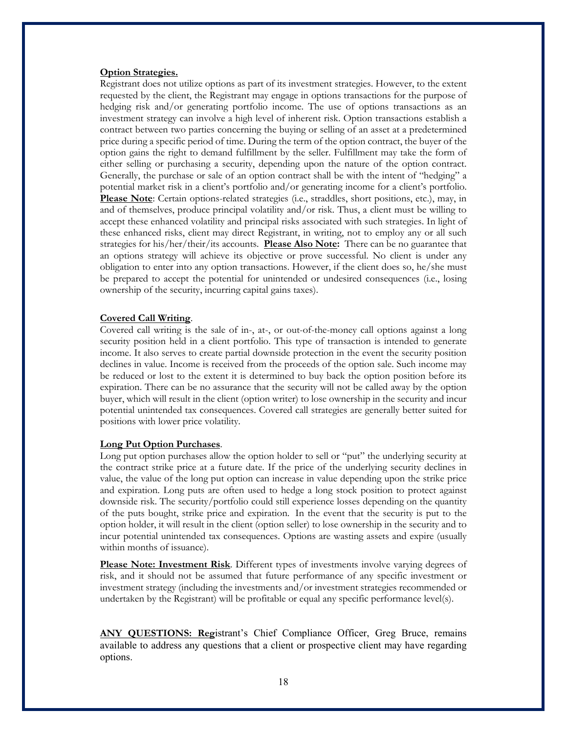**Option Strategies.**

Registrant does not utilize options as part of its investment strategies. However, to the extent requested by the client, the Registrant may engage in options transactions for the purpose of hedging risk and/or generating portfolio income. The use of options transactions as an investment strategy can involve a high level of inherent risk. Option transactions establish a contract between two parties concerning the buying or selling of an asset at a predetermined price during a specific period of time. During the term of the option contract, the buyer of the option gains the right to demand fulfillment by the seller. Fulfillment may take the form of either selling or purchasing a security, depending upon the nature of the option contract. Generally, the purchase or sale of an option contract shall be with the intent of "hedging" a potential market risk in a client's portfolio and/or generating income for a client's portfolio. **Please Note**: Certain options-related strategies (i.e., straddles, short positions, etc.), may, in and of themselves, produce principal volatility and/or risk. Thus, a client must be willing to accept these enhanced volatility and principal risks associated with such strategies. In light of these enhanced risks, client may direct Registrant, in writing, not to employ any or all such strategies for his/her/their/its accounts. **Please Also Note:** There can be no guarantee that an options strategy will achieve its objective or prove successful. No client is under any obligation to enter into any option transactions. However, if the client does so, he/she must be prepared to accept the potential for unintended or undesired consequences (i.e., losing ownership of the security, incurring capital gains taxes).

**Covered Call Writing**.

Covered call writing is the sale of in-, at-, or out-of-the-money call options against a long security position held in a client portfolio. This type of transaction is intended to generate income. It also serves to create partial downside protection in the event the security position declines in value. Income is received from the proceeds of the option sale. Such income may be reduced or lost to the extent it is determined to buy back the option position before its expiration. There can be no assurance that the security will not be called away by the option buyer, which will result in the client (option writer) to lose ownership in the security and incur potential unintended tax consequences. Covered call strategies are generally better suited for positions with lower price volatility.

**Long Put Option Purchases**.

Long put option purchases allow the option holder to sell or "put" the underlying security at the contract strike price at a future date. If the price of the underlying security declines in value, the value of the long put option can increase in value depending upon the strike price and expiration. Long puts are often used to hedge a long stock position to protect against downside risk. The security/portfolio could still experience losses depending on the quantity of the puts bought, strike price and expiration. In the event that the security is put to the option holder, it will result in the client (option seller) to lose ownership in the security and to incur potential unintended tax consequences. Options are wasting assets and expire (usually within months of issuance).

**Please Note: Investment Risk**. Different types of investments involve varying degrees of risk, and it should not be assumed that future performance of any specific investment or investment strategy (including the investments and/or investment strategies recommended or undertaken by the Registrant) will be profitable or equal any specific performance level(s).

**ANY QUESTIONS: Reg**istrant's Chief Compliance Officer, Greg Bruce, remains available to address any questions that a client or prospective client may have regarding options.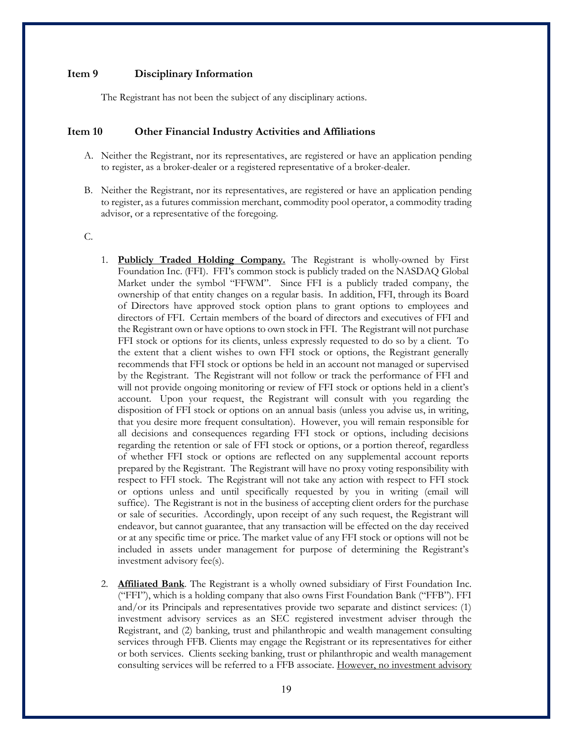## Item 9 Disciplinary Information

The Registrant has not been the subject of any disciplinary actions.

## Item 10 Other Financial Industry Activities and Affiliations

A. Neither the Registrant, nor its representatives, are registered or have an application pending to register, as a broker-dealer or a registered representative of a broker-dealer.

B. Neither the Registrant, nor its representatives, are registered or have an application pending to register, as a futures commission merchant, commodity pool operator, a commodity trading advisor, or a representative of the foregoing.

C.

1. **Publicly Traded Holding Company.** The Registrant is wholly-owned by First Foundation Inc. (FFI). FFI's common stock is publicly traded on the NASDAQ Global Market under the symbol "FFWM". Since FFI is a publicly traded company, the ownership of that entity changes on a regular basis. In addition, FFI, through its Board of Directors have approved stock option plans to grant options to employees and directors of FFI. Certain members of the board of directors and executives of FFI and the Registrant own or have options to own stock in FFI. The Registrant will not purchase FFI stock or options for its clients, unless expressly requested to do so by a client. To the extent that a client wishes to own FFI stock or options, the Registrant generally recommends that FFI stock or options be held in an account not managed or supervised by the Registrant. The Registrant will not follow or track the performance of FFI and will not provide ongoing monitoring or review of FFI stock or options held in a client's account. Upon your request, the Registrant will consult with you regarding the disposition of FFI stock or options on an annual basis (unless you advise us, in writing, that you desire more frequent consultation). However, you will remain responsible for all decisions and consequences regarding FFI stock or options, including decisions regarding the retention or sale of FFI stock or options, or a portion thereof, regardless of whether FFI stock or options are reflected on any supplemental account reports prepared by the Registrant. The Registrant will have no proxy voting responsibility with respect to FFI stock. The Registrant will not take any action with respect to FFI stock or options unless and until specifically requested by you in writing (email will suffice). The Registrant is not in the business of accepting client orders for the purchase or sale of securities. Accordingly, upon receipt of any such request, the Registrant will endeavor, but cannot guarantee, that any transaction will be effected on the day received or at any specific time or price. The market value of any FFI stock or options will not be included in assets under management for purpose of determining the Registrant's investment advisory fee(s).

2. **Affiliated Bank**. The Registrant is a wholly owned subsidiary of First Foundation Inc. ("FFI"), which is a holding company that also owns First Foundation Bank ("FFB"). FFI and/or its Principals and representatives provide two separate and distinct services: (1) investment advisory services as an SEC registered investment adviser through the Registrant, and (2) banking, trust and philanthropic and wealth management consulting services through FFB. Clients may engage the Registrant or its representatives for either or both services. Clients seeking banking, trust or philanthropic and wealth management consulting services will be referred to a FFB associate. However, no investment advisory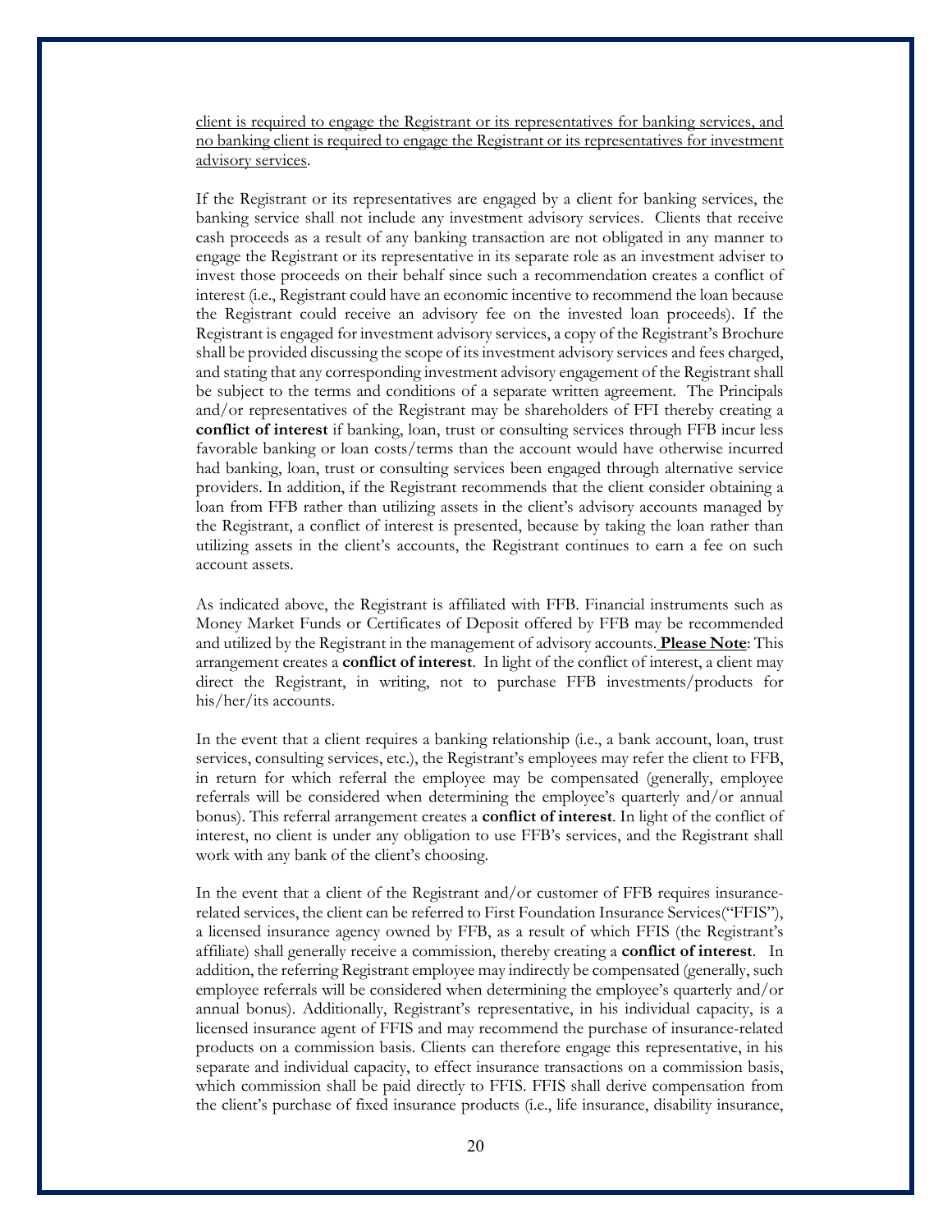<u>client is required to engage the Registrant or its representatives for banking services, and no banking client is required to engage the Registrant or its representatives for investment advisory services</u>.

If the Registrant or its representatives are engaged by a client for banking services, the banking service shall not include any investment advisory services. Clients that receive cash proceeds as a result of any banking transaction are not obligated in any manner to engage the Registrant or its representative in its separate role as an investment adviser to invest those proceeds on their behalf since such a recommendation creates a conflict of interest (i.e., Registrant could have an economic incentive to recommend the loan because the Registrant could receive an advisory fee on the invested loan proceeds). If the Registrant is engaged for investment advisory services, a copy of the Registrant's Brochure shall be provided discussing the scope of its investment advisory services and fees charged, and stating that any corresponding investment advisory engagement of the Registrant shall be subject to the terms and conditions of a separate written agreement. The Principals and/or representatives of the Registrant may be shareholders of FFI thereby creating a **conflict of interest** if banking, loan, trust or consulting services through FFB incur less favorable banking or loan costs/terms than the account would have otherwise incurred had banking, loan, trust or consulting services been engaged through alternative service providers. In addition, if the Registrant recommends that the client consider obtaining a loan from FFB rather than utilizing assets in the client's advisory accounts managed by the Registrant, a conflict of interest is presented, because by taking the loan rather than utilizing assets in the client's accounts, the Registrant continues to earn a fee on such account assets.

As indicated above, the Registrant is affiliated with FFB. Financial instruments such as Money Market Funds or Certificates of Deposit offered by FFB may be recommended and utilized by the Registrant in the management of advisory accounts. **<u>Please Note</u>**: This arrangement creates a **conflict of interest**. In light of the conflict of interest, a client may direct the Registrant, in writing, not to purchase FFB investments/products for his/her/its accounts.

In the event that a client requires a banking relationship (i.e., a bank account, loan, trust services, consulting services, etc.), the Registrant's employees may refer the client to FFB, in return for which referral the employee may be compensated (generally, employee referrals will be considered when determining the employee's quarterly and/or annual bonus). This referral arrangement creates a **conflict of interest**. In light of the conflict of interest, no client is under any obligation to use FFB's services, and the Registrant shall work with any bank of the client's choosing.

In the event that a client of the Registrant and/or customer of FFB requires insurance-related services, the client can be referred to First Foundation Insurance Services("FFIS"), a licensed insurance agency owned by FFB, as a result of which FFIS (the Registrant's affiliate) shall generally receive a commission, thereby creating a **conflict of interest**. In addition, the referring Registrant employee may indirectly be compensated (generally, such employee referrals will be considered when determining the employee's quarterly and/or annual bonus). Additionally, Registrant's representative, in his individual capacity, is a licensed insurance agent of FFIS and may recommend the purchase of insurance-related products on a commission basis. Clients can therefore engage this representative, in his separate and individual capacity, to effect insurance transactions on a commission basis, which commission shall be paid directly to FFIS. FFIS shall derive compensation from the client's purchase of fixed insurance products (i.e., life insurance, disability insurance,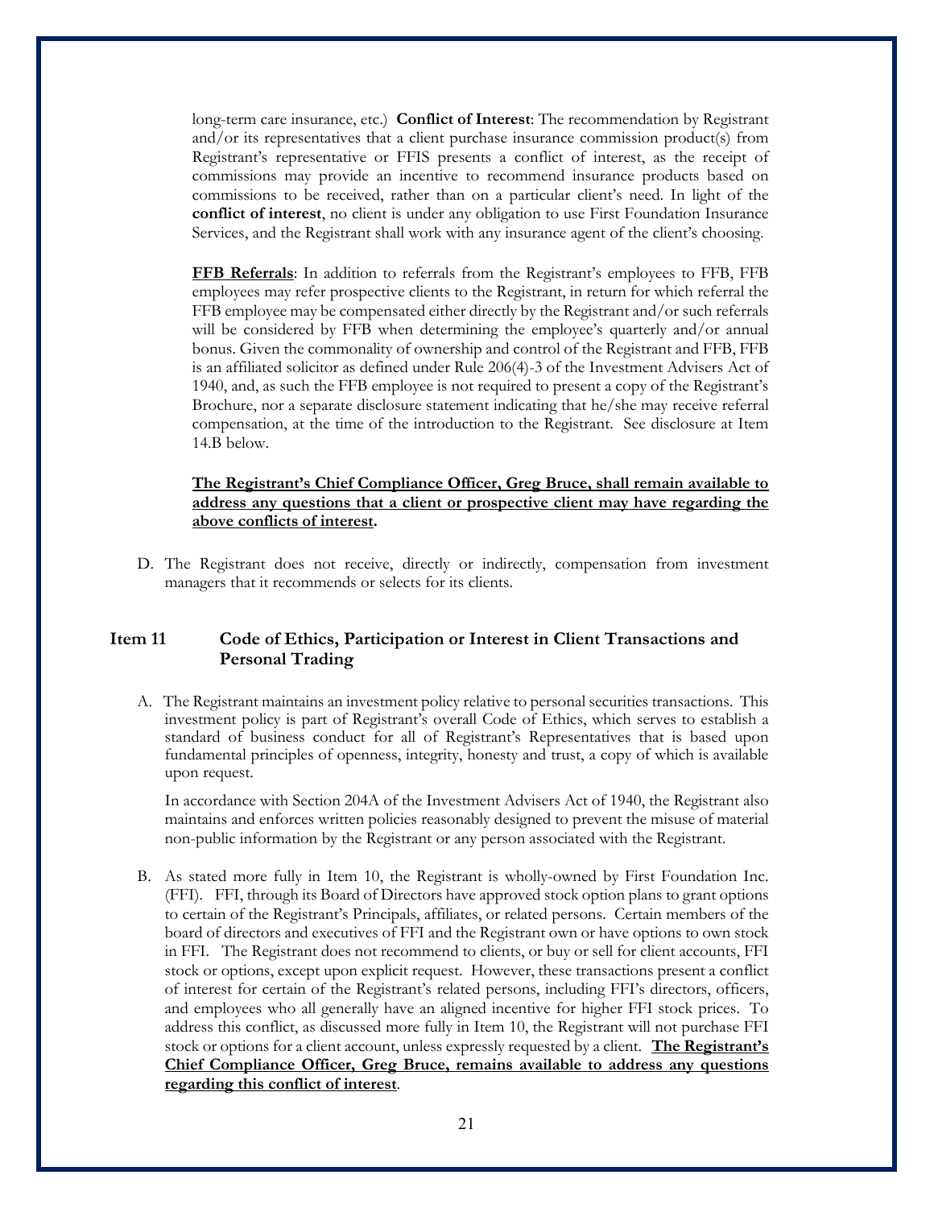long-term care insurance, etc.) **Conflict of Interest**: The recommendation by Registrant and/or its representatives that a client purchase insurance commission product(s) from Registrant's representative or FFIS presents a conflict of interest, as the receipt of commissions may provide an incentive to recommend insurance products based on commissions to be received, rather than on a particular client's need. In light of the **conflict of interest**, no client is under any obligation to use First Foundation Insurance Services, and the Registrant shall work with any insurance agent of the client's choosing.

**FFB Referrals**: In addition to referrals from the Registrant's employees to FFB, FFB employees may refer prospective clients to the Registrant, in return for which referral the FFB employee may be compensated either directly by the Registrant and/or such referrals will be considered by FFB when determining the employee's quarterly and/or annual bonus. Given the commonality of ownership and control of the Registrant and FFB, FFB is an affiliated solicitor as defined under Rule 206(4)-3 of the Investment Advisers Act of 1940, and, as such the FFB employee is not required to present a copy of the Registrant's Brochure, nor a separate disclosure statement indicating that he/she may receive referral compensation, at the time of the introduction to the Registrant. See disclosure at Item 14.B below.

**The Registrant's Chief Compliance Officer, Greg Bruce, shall remain available to address any questions that a client or prospective client may have regarding the above conflicts of interest.**

D. The Registrant does not receive, directly or indirectly, compensation from investment managers that it recommends or selects for its clients.

## Item 11 Code of Ethics, Participation or Interest in Client Transactions and Personal Trading

A. The Registrant maintains an investment policy relative to personal securities transactions. This investment policy is part of Registrant's overall Code of Ethics, which serves to establish a standard of business conduct for all of Registrant's Representatives that is based upon fundamental principles of openness, integrity, honesty and trust, a copy of which is available upon request.

In accordance with Section 204A of the Investment Advisers Act of 1940, the Registrant also maintains and enforces written policies reasonably designed to prevent the misuse of material non-public information by the Registrant or any person associated with the Registrant.

B. As stated more fully in Item 10, the Registrant is wholly-owned by First Foundation Inc. (FFI). FFI, through its Board of Directors have approved stock option plans to grant options to certain of the Registrant's Principals, affiliates, or related persons. Certain members of the board of directors and executives of FFI and the Registrant own or have options to own stock in FFI. The Registrant does not recommend to clients, or buy or sell for client accounts, FFI stock or options, except upon explicit request. However, these transactions present a conflict of interest for certain of the Registrant's related persons, including FFI's directors, officers, and employees who all generally have an aligned incentive for higher FFI stock prices. To address this conflict, as discussed more fully in Item 10, the Registrant will not purchase FFI stock or options for a client account, unless expressly requested by a client. **The Registrant's Chief Compliance Officer, Greg Bruce, remains available to address any questions regarding this conflict of interest**.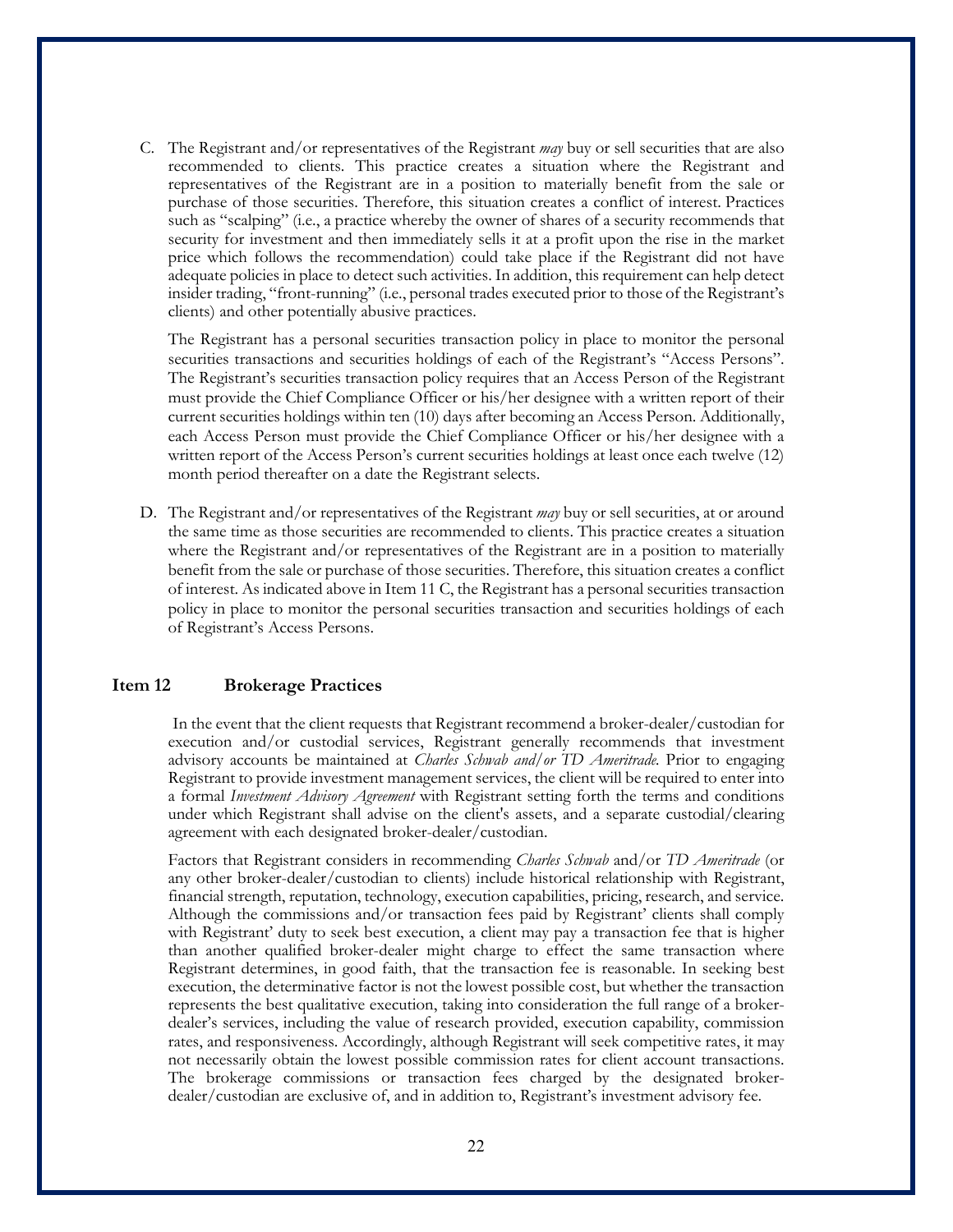C. The Registrant and/or representatives of the Registrant *may* buy or sell securities that are also recommended to clients. This practice creates a situation where the Registrant and representatives of the Registrant are in a position to materially benefit from the sale or purchase of those securities. Therefore, this situation creates a conflict of interest. Practices such as "scalping" (i.e., a practice whereby the owner of shares of a security recommends that security for investment and then immediately sells it at a profit upon the rise in the market price which follows the recommendation) could take place if the Registrant did not have adequate policies in place to detect such activities. In addition, this requirement can help detect insider trading, "front-running" (i.e., personal trades executed prior to those of the Registrant's clients) and other potentially abusive practices.

   The Registrant has a personal securities transaction policy in place to monitor the personal securities transactions and securities holdings of each of the Registrant's "Access Persons". The Registrant's securities transaction policy requires that an Access Person of the Registrant must provide the Chief Compliance Officer or his/her designee with a written report of their current securities holdings within ten (10) days after becoming an Access Person. Additionally, each Access Person must provide the Chief Compliance Officer or his/her designee with a written report of the Access Person's current securities holdings at least once each twelve (12) month period thereafter on a date the Registrant selects.

D. The Registrant and/or representatives of the Registrant *may* buy or sell securities, at or around the same time as those securities are recommended to clients. This practice creates a situation where the Registrant and/or representatives of the Registrant are in a position to materially benefit from the sale or purchase of those securities. Therefore, this situation creates a conflict of interest. As indicated above in Item 11 C, the Registrant has a personal securities transaction policy in place to monitor the personal securities transaction and securities holdings of each of Registrant's Access Persons.

## Item 12 Brokerage Practices

In the event that the client requests that Registrant recommend a broker-dealer/custodian for execution and/or custodial services, Registrant generally recommends that investment advisory accounts be maintained at *Charles Schwab and/or TD Ameritrade.* Prior to engaging Registrant to provide investment management services, the client will be required to enter into a formal *Investment Advisory Agreement* with Registrant setting forth the terms and conditions under which Registrant shall advise on the client's assets, and a separate custodial/clearing agreement with each designated broker-dealer/custodian.

Factors that Registrant considers in recommending *Charles Schwab* and/or *TD Ameritrade* (or any other broker-dealer/custodian to clients) include historical relationship with Registrant, financial strength, reputation, technology, execution capabilities, pricing, research, and service. Although the commissions and/or transaction fees paid by Registrant' clients shall comply with Registrant' duty to seek best execution, a client may pay a transaction fee that is higher than another qualified broker-dealer might charge to effect the same transaction where Registrant determines, in good faith, that the transaction fee is reasonable. In seeking best execution, the determinative factor is not the lowest possible cost, but whether the transaction represents the best qualitative execution, taking into consideration the full range of a broker-dealer's services, including the value of research provided, execution capability, commission rates, and responsiveness. Accordingly, although Registrant will seek competitive rates, it may not necessarily obtain the lowest possible commission rates for client account transactions. The brokerage commissions or transaction fees charged by the designated broker-dealer/custodian are exclusive of, and in addition to, Registrant's investment advisory fee.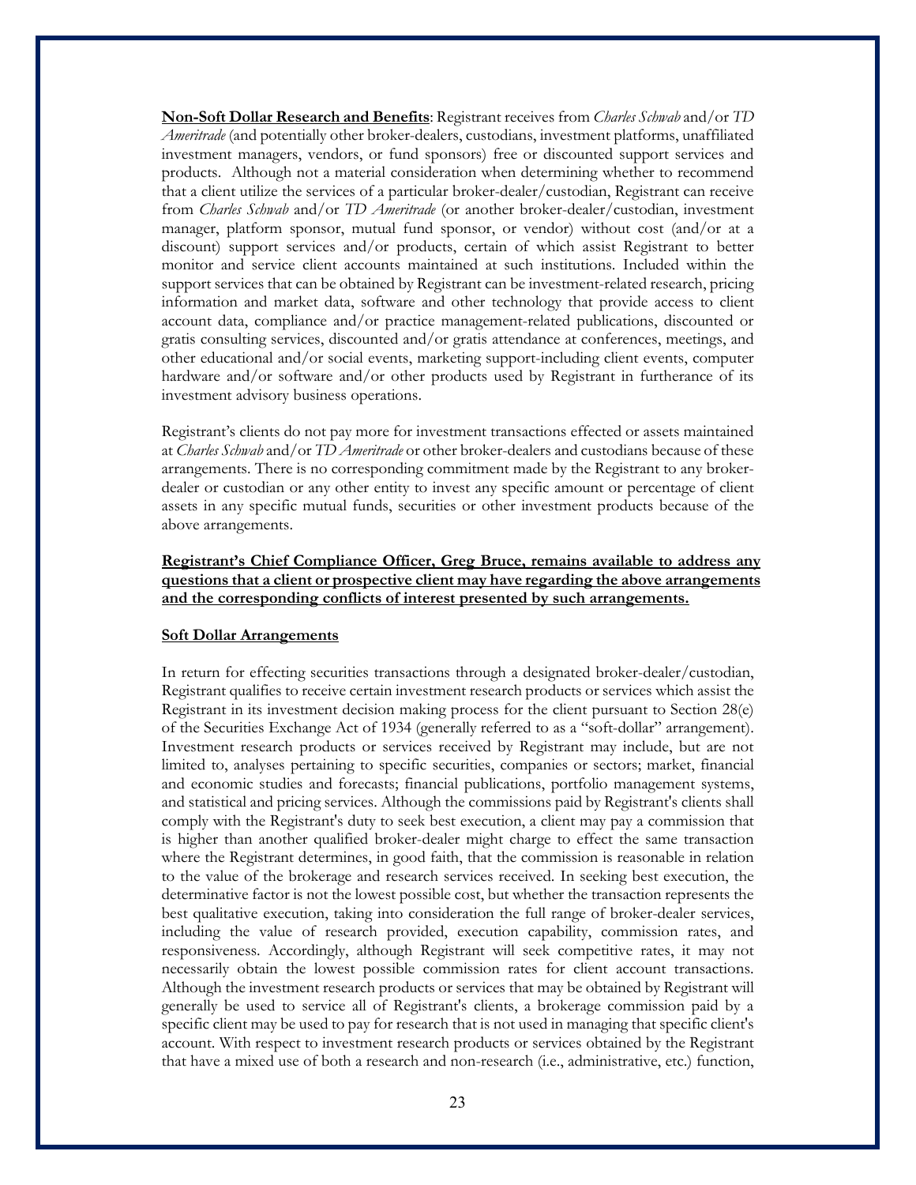**Non-Soft Dollar Research and Benefits**: Registrant receives from *Charles Schwab* and/or *TD Ameritrade* (and potentially other broker-dealers, custodians, investment platforms, unaffiliated investment managers, vendors, or fund sponsors) free or discounted support services and products. Although not a material consideration when determining whether to recommend that a client utilize the services of a particular broker-dealer/custodian, Registrant can receive from *Charles Schwab* and/or *TD Ameritrade* (or another broker-dealer/custodian, investment manager, platform sponsor, mutual fund sponsor, or vendor) without cost (and/or at a discount) support services and/or products, certain of which assist Registrant to better monitor and service client accounts maintained at such institutions. Included within the support services that can be obtained by Registrant can be investment-related research, pricing information and market data, software and other technology that provide access to client account data, compliance and/or practice management-related publications, discounted or gratis consulting services, discounted and/or gratis attendance at conferences, meetings, and other educational and/or social events, marketing support-including client events, computer hardware and/or software and/or other products used by Registrant in furtherance of its investment advisory business operations.

Registrant's clients do not pay more for investment transactions effected or assets maintained at *Charles Schwab* and/or *TD Ameritrade* or other broker-dealers and custodians because of these arrangements. There is no corresponding commitment made by the Registrant to any broker-dealer or custodian or any other entity to invest any specific amount or percentage of client assets in any specific mutual funds, securities or other investment products because of the above arrangements.

**Registrant's Chief Compliance Officer, Greg Bruce, remains available to address any questions that a client or prospective client may have regarding the above arrangements and the corresponding conflicts of interest presented by such arrangements.**

**Soft Dollar Arrangements**

In return for effecting securities transactions through a designated broker-dealer/custodian, Registrant qualifies to receive certain investment research products or services which assist the Registrant in its investment decision making process for the client pursuant to Section 28(e) of the Securities Exchange Act of 1934 (generally referred to as a "soft-dollar" arrangement). Investment research products or services received by Registrant may include, but are not limited to, analyses pertaining to specific securities, companies or sectors; market, financial and economic studies and forecasts; financial publications, portfolio management systems, and statistical and pricing services. Although the commissions paid by Registrant's clients shall comply with the Registrant's duty to seek best execution, a client may pay a commission that is higher than another qualified broker-dealer might charge to effect the same transaction where the Registrant determines, in good faith, that the commission is reasonable in relation to the value of the brokerage and research services received. In seeking best execution, the determinative factor is not the lowest possible cost, but whether the transaction represents the best qualitative execution, taking into consideration the full range of broker-dealer services, including the value of research provided, execution capability, commission rates, and responsiveness. Accordingly, although Registrant will seek competitive rates, it may not necessarily obtain the lowest possible commission rates for client account transactions. Although the investment research products or services that may be obtained by Registrant will generally be used to service all of Registrant's clients, a brokerage commission paid by a specific client may be used to pay for research that is not used in managing that specific client's account. With respect to investment research products or services obtained by the Registrant that have a mixed use of both a research and non-research (i.e., administrative, etc.) function,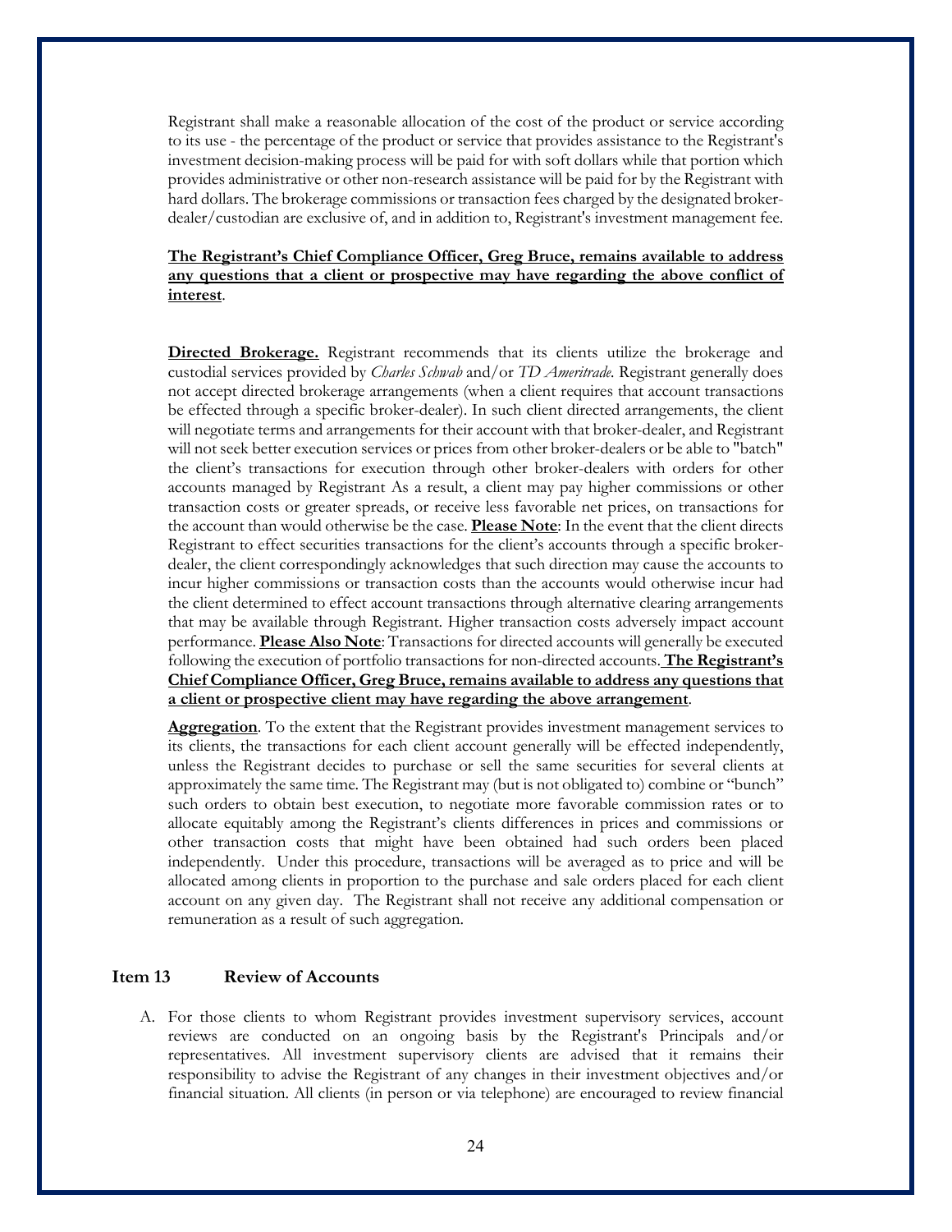Registrant shall make a reasonable allocation of the cost of the product or service according to its use - the percentage of the product or service that provides assistance to the Registrant's investment decision-making process will be paid for with soft dollars while that portion which provides administrative or other non-research assistance will be paid for by the Registrant with hard dollars. The brokerage commissions or transaction fees charged by the designated broker-dealer/custodian are exclusive of, and in addition to, Registrant's investment management fee.

**The Registrant's Chief Compliance Officer, Greg Bruce, remains available to address any questions that a client or prospective may have regarding the above conflict of interest**.

**Directed Brokerage.** Registrant recommends that its clients utilize the brokerage and custodial services provided by *Charles Schwab* and/or *TD Ameritrade*. Registrant generally does not accept directed brokerage arrangements (when a client requires that account transactions be effected through a specific broker-dealer). In such client directed arrangements, the client will negotiate terms and arrangements for their account with that broker-dealer, and Registrant will not seek better execution services or prices from other broker-dealers or be able to "batch" the client's transactions for execution through other broker-dealers with orders for other accounts managed by Registrant As a result, a client may pay higher commissions or other transaction costs or greater spreads, or receive less favorable net prices, on transactions for the account than would otherwise be the case. **Please Note**: In the event that the client directs Registrant to effect securities transactions for the client's accounts through a specific broker-dealer, the client correspondingly acknowledges that such direction may cause the accounts to incur higher commissions or transaction costs than the accounts would otherwise incur had the client determined to effect account transactions through alternative clearing arrangements that may be available through Registrant. Higher transaction costs adversely impact account performance. **Please Also Note**: Transactions for directed accounts will generally be executed following the execution of portfolio transactions for non-directed accounts. **The Registrant's Chief Compliance Officer, Greg Bruce, remains available to address any questions that a client or prospective client may have regarding the above arrangement**.

**Aggregation**. To the extent that the Registrant provides investment management services to its clients, the transactions for each client account generally will be effected independently, unless the Registrant decides to purchase or sell the same securities for several clients at approximately the same time. The Registrant may (but is not obligated to) combine or "bunch" such orders to obtain best execution, to negotiate more favorable commission rates or to allocate equitably among the Registrant's clients differences in prices and commissions or other transaction costs that might have been obtained had such orders been placed independently. Under this procedure, transactions will be averaged as to price and will be allocated among clients in proportion to the purchase and sale orders placed for each client account on any given day. The Registrant shall not receive any additional compensation or remuneration as a result of such aggregation.

## Item 13 Review of Accounts

A. For those clients to whom Registrant provides investment supervisory services, account reviews are conducted on an ongoing basis by the Registrant's Principals and/or representatives. All investment supervisory clients are advised that it remains their responsibility to advise the Registrant of any changes in their investment objectives and/or financial situation. All clients (in person or via telephone) are encouraged to review financial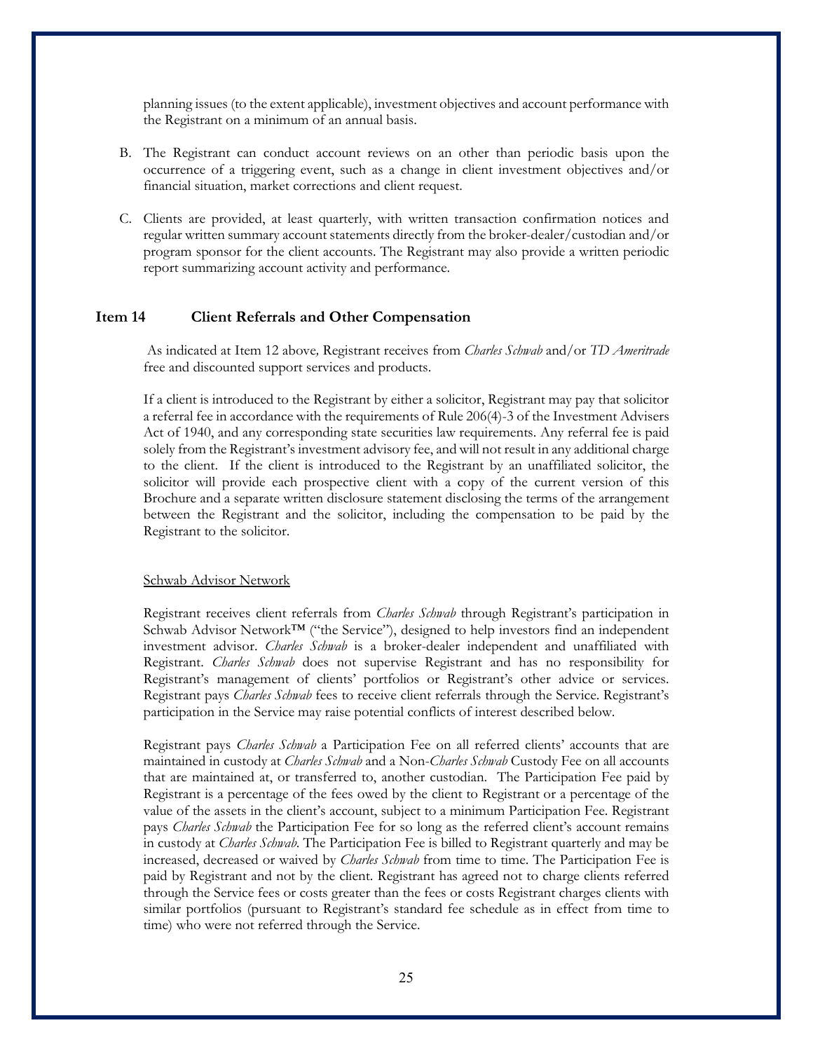planning issues (to the extent applicable), investment objectives and account performance with the Registrant on a minimum of an annual basis.

B. The Registrant can conduct account reviews on an other than periodic basis upon the occurrence of a triggering event, such as a change in client investment objectives and/or financial situation, market corrections and client request.

C. Clients are provided, at least quarterly, with written transaction confirmation notices and regular written summary account statements directly from the broker-dealer/custodian and/or program sponsor for the client accounts. The Registrant may also provide a written periodic report summarizing account activity and performance.

## Item 14 Client Referrals and Other Compensation

As indicated at Item 12 above*,* Registrant receives from *Charles Schwab* and/or *TD Ameritrade* free and discounted support services and products.

If a client is introduced to the Registrant by either a solicitor, Registrant may pay that solicitor a referral fee in accordance with the requirements of Rule 206(4)-3 of the Investment Advisers Act of 1940, and any corresponding state securities law requirements. Any referral fee is paid solely from the Registrant's investment advisory fee, and will not result in any additional charge to the client. If the client is introduced to the Registrant by an unaffiliated solicitor, the solicitor will provide each prospective client with a copy of the current version of this Brochure and a separate written disclosure statement disclosing the terms of the arrangement between the Registrant and the solicitor, including the compensation to be paid by the Registrant to the solicitor.

<u>Schwab Advisor Network</u>

Registrant receives client referrals from *Charles Schwab* through Registrant's participation in Schwab Advisor Network™ ("the Service"), designed to help investors find an independent investment advisor. *Charles Schwab* is a broker-dealer independent and unaffiliated with Registrant. *Charles Schwab* does not supervise Registrant and has no responsibility for Registrant's management of clients' portfolios or Registrant's other advice or services. Registrant pays *Charles Schwab* fees to receive client referrals through the Service. Registrant's participation in the Service may raise potential conflicts of interest described below.

Registrant pays *Charles Schwab* a Participation Fee on all referred clients' accounts that are maintained in custody at *Charles Schwab* and a Non-*Charles Schwab* Custody Fee on all accounts that are maintained at, or transferred to, another custodian. The Participation Fee paid by Registrant is a percentage of the fees owed by the client to Registrant or a percentage of the value of the assets in the client's account, subject to a minimum Participation Fee. Registrant pays *Charles Schwab* the Participation Fee for so long as the referred client's account remains in custody at *Charles Schwab*. The Participation Fee is billed to Registrant quarterly and may be increased, decreased or waived by *Charles Schwab* from time to time. The Participation Fee is paid by Registrant and not by the client. Registrant has agreed not to charge clients referred through the Service fees or costs greater than the fees or costs Registrant charges clients with similar portfolios (pursuant to Registrant's standard fee schedule as in effect from time to time) who were not referred through the Service.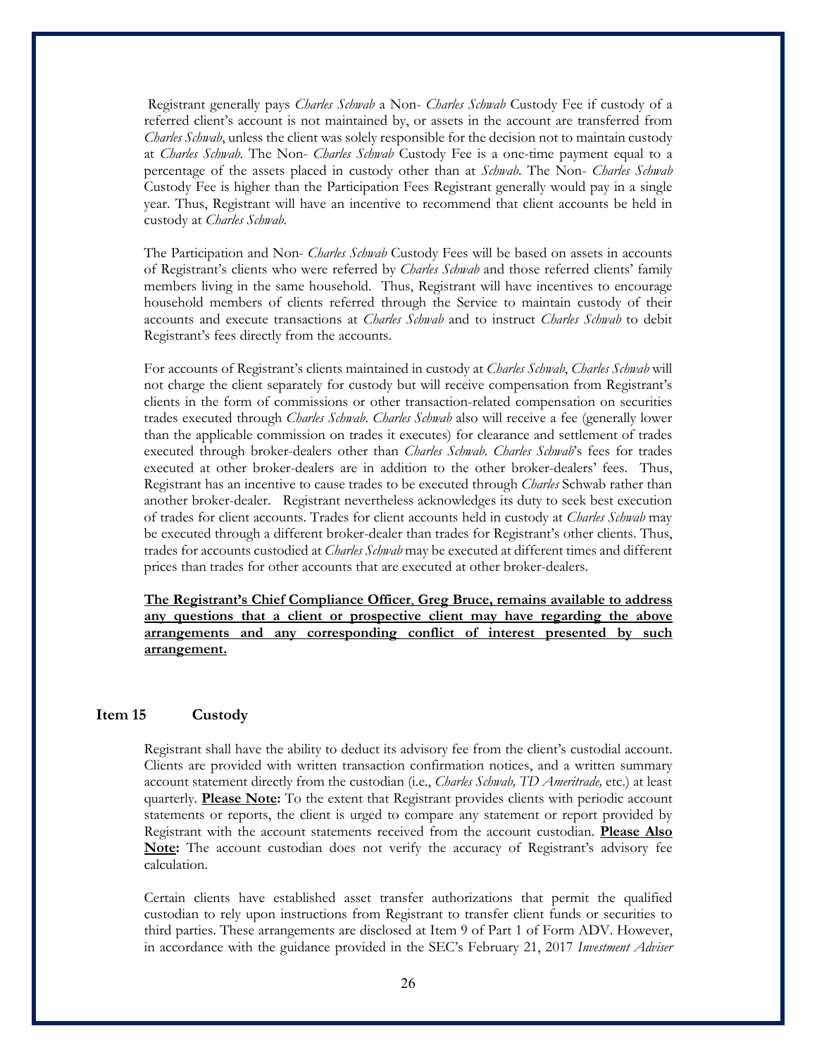Registrant generally pays *Charles Schwab* a Non- *Charles Schwab* Custody Fee if custody of a referred client's account is not maintained by, or assets in the account are transferred from *Charles Schwab*, unless the client was solely responsible for the decision not to maintain custody at *Charles Schwab*. The Non- *Charles Schwab* Custody Fee is a one-time payment equal to a percentage of the assets placed in custody other than at *Schwab*. The Non- *Charles Schwab* Custody Fee is higher than the Participation Fees Registrant generally would pay in a single year. Thus, Registrant will have an incentive to recommend that client accounts be held in custody at *Charles Schwab*.

The Participation and Non- *Charles Schwab* Custody Fees will be based on assets in accounts of Registrant's clients who were referred by *Charles Schwab* and those referred clients' family members living in the same household. Thus, Registrant will have incentives to encourage household members of clients referred through the Service to maintain custody of their accounts and execute transactions at *Charles Schwab* and to instruct *Charles Schwab* to debit Registrant's fees directly from the accounts.

For accounts of Registrant's clients maintained in custody at *Charles Schwab*, *Charles Schwab* will not charge the client separately for custody but will receive compensation from Registrant's clients in the form of commissions or other transaction-related compensation on securities trades executed through *Charles Schwab*. *Charles Schwab* also will receive a fee (generally lower than the applicable commission on trades it executes) for clearance and settlement of trades executed through broker-dealers other than *Charles Schwab*. *Charles Schwab*'s fees for trades executed at other broker-dealers are in addition to the other broker-dealers' fees. Thus, Registrant has an incentive to cause trades to be executed through *Charles* Schwab rather than another broker-dealer. Registrant nevertheless acknowledges its duty to seek best execution of trades for client accounts. Trades for client accounts held in custody at *Charles Schwab* may be executed through a different broker-dealer than trades for Registrant's other clients. Thus, trades for accounts custodied at *Charles Schwab* may be executed at different times and different prices than trades for other accounts that are executed at other broker-dealers.

**The Registrant's Chief Compliance Officer, Greg Bruce, remains available to address any questions that a client or prospective client may have regarding the above arrangements and any corresponding conflict of interest presented by such arrangement.**

## Item 15 Custody

Registrant shall have the ability to deduct its advisory fee from the client's custodial account. Clients are provided with written transaction confirmation notices, and a written summary account statement directly from the custodian (i.e., *Charles Schwab, TD Ameritrade,* etc.) at least quarterly. **Please Note:** To the extent that Registrant provides clients with periodic account statements or reports, the client is urged to compare any statement or report provided by Registrant with the account statements received from the account custodian. **Please Also Note:** The account custodian does not verify the accuracy of Registrant's advisory fee calculation.

Certain clients have established asset transfer authorizations that permit the qualified custodian to rely upon instructions from Registrant to transfer client funds or securities to third parties. These arrangements are disclosed at Item 9 of Part 1 of Form ADV. However, in accordance with the guidance provided in the SEC's February 21, 2017 *Investment Adviser*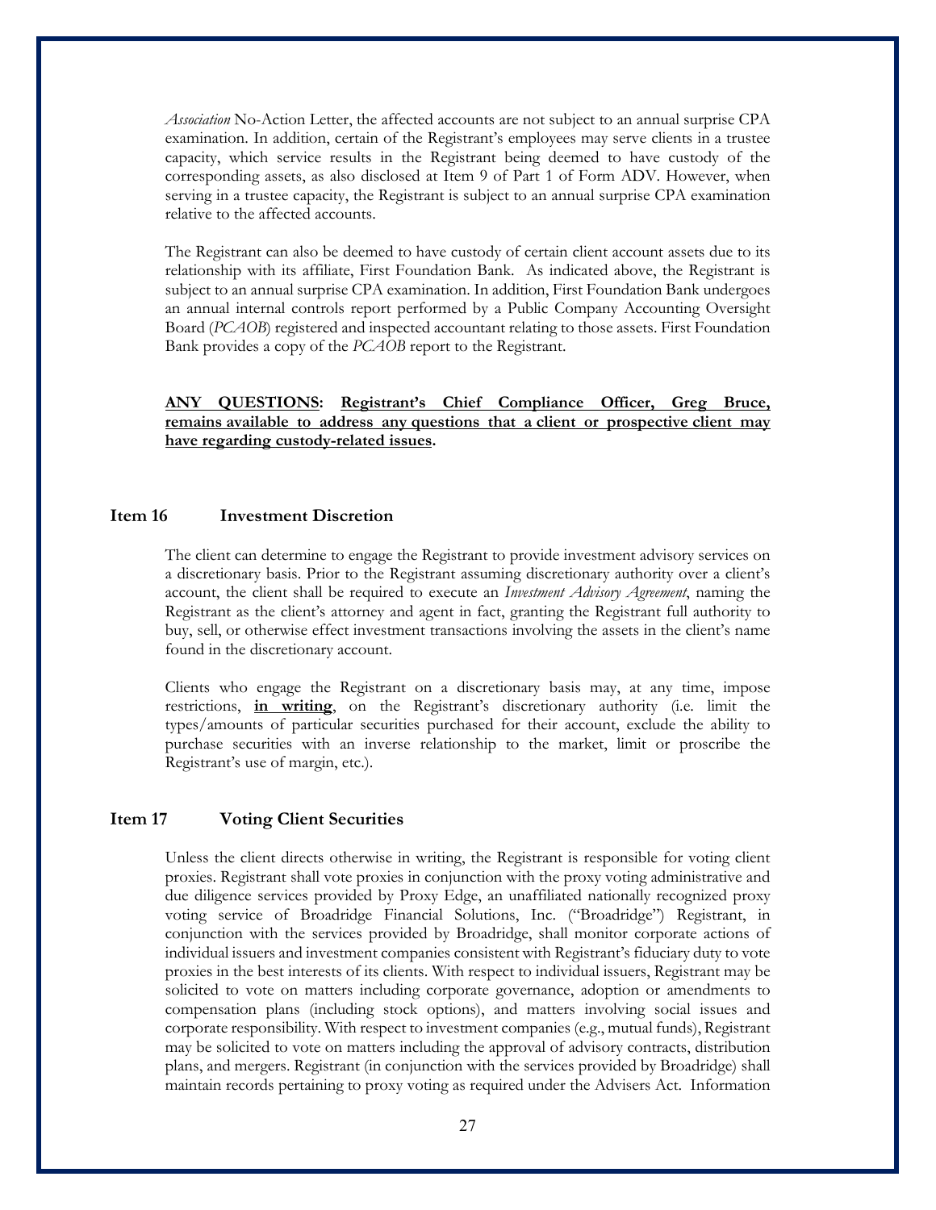*Association* No-Action Letter, the affected accounts are not subject to an annual surprise CPA examination. In addition, certain of the Registrant's employees may serve clients in a trustee capacity, which service results in the Registrant being deemed to have custody of the corresponding assets, as also disclosed at Item 9 of Part 1 of Form ADV. However, when serving in a trustee capacity, the Registrant is subject to an annual surprise CPA examination relative to the affected accounts.

The Registrant can also be deemed to have custody of certain client account assets due to its relationship with its affiliate, First Foundation Bank. As indicated above, the Registrant is subject to an annual surprise CPA examination. In addition, First Foundation Bank undergoes an annual internal controls report performed by a Public Company Accounting Oversight Board (*PCAOB*) registered and inspected accountant relating to those assets. First Foundation Bank provides a copy of the *PCAOB* report to the Registrant.

**ANY QUESTIONS: Registrant's Chief Compliance Officer, Greg Bruce, remains available to address any questions that a client or prospective client may have regarding custody-related issues.**

## Item 16 Investment Discretion

The client can determine to engage the Registrant to provide investment advisory services on a discretionary basis. Prior to the Registrant assuming discretionary authority over a client's account, the client shall be required to execute an *Investment Advisory Agreement*, naming the Registrant as the client's attorney and agent in fact, granting the Registrant full authority to buy, sell, or otherwise effect investment transactions involving the assets in the client's name found in the discretionary account.

Clients who engage the Registrant on a discretionary basis may, at any time, impose restrictions, **in writing**, on the Registrant's discretionary authority (i.e. limit the types/amounts of particular securities purchased for their account, exclude the ability to purchase securities with an inverse relationship to the market, limit or proscribe the Registrant's use of margin, etc.).

## Item 17 Voting Client Securities

Unless the client directs otherwise in writing, the Registrant is responsible for voting client proxies. Registrant shall vote proxies in conjunction with the proxy voting administrative and due diligence services provided by Proxy Edge, an unaffiliated nationally recognized proxy voting service of Broadridge Financial Solutions, Inc. ("Broadridge") Registrant, in conjunction with the services provided by Broadridge, shall monitor corporate actions of individual issuers and investment companies consistent with Registrant's fiduciary duty to vote proxies in the best interests of its clients. With respect to individual issuers, Registrant may be solicited to vote on matters including corporate governance, adoption or amendments to compensation plans (including stock options), and matters involving social issues and corporate responsibility. With respect to investment companies (e.g., mutual funds), Registrant may be solicited to vote on matters including the approval of advisory contracts, distribution plans, and mergers. Registrant (in conjunction with the services provided by Broadridge) shall maintain records pertaining to proxy voting as required under the Advisers Act. Information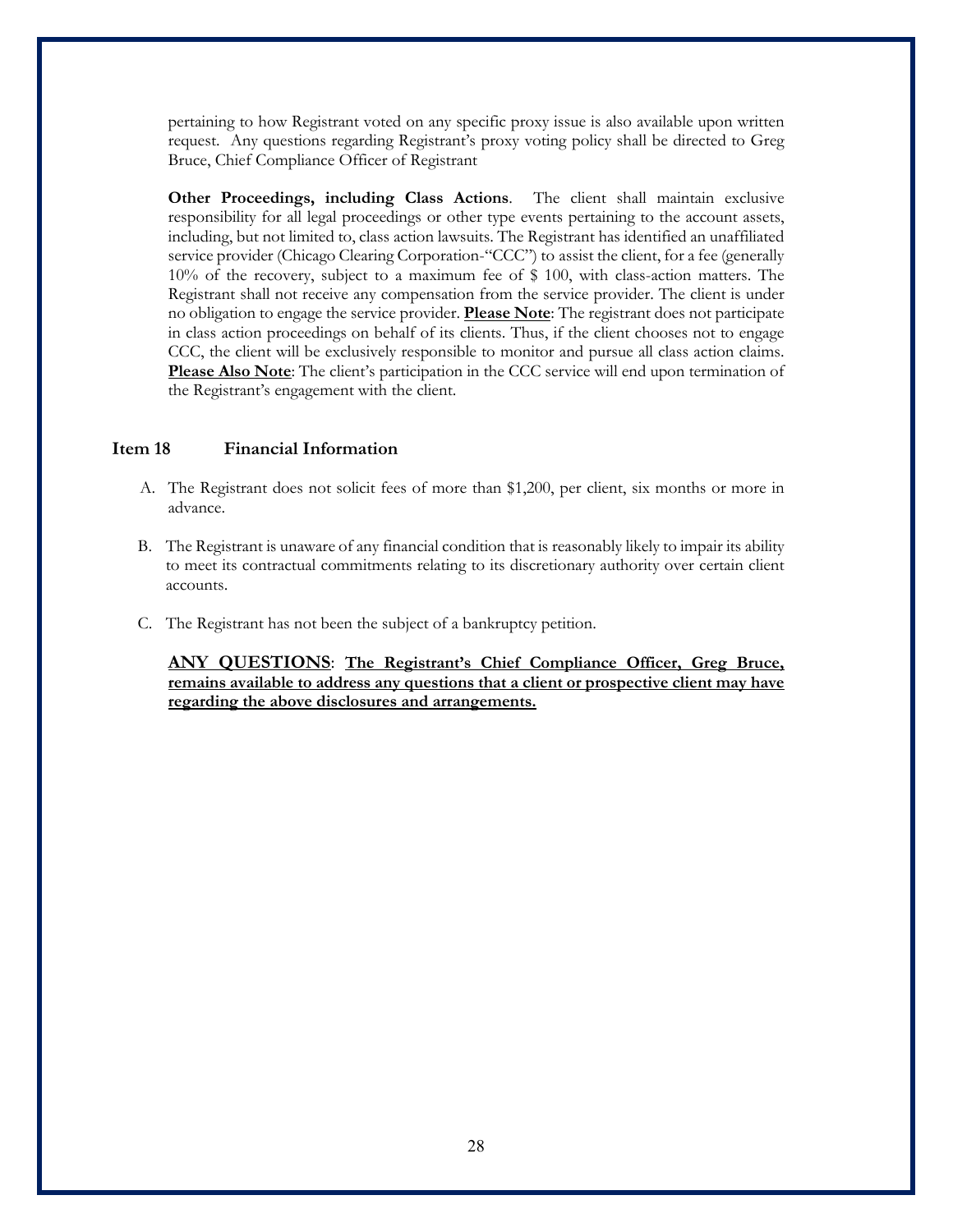pertaining to how Registrant voted on any specific proxy issue is also available upon written request. Any questions regarding Registrant's proxy voting policy shall be directed to Greg Bruce, Chief Compliance Officer of Registrant

**Other Proceedings, including Class Actions**. The client shall maintain exclusive responsibility for all legal proceedings or other type events pertaining to the account assets, including, but not limited to, class action lawsuits. The Registrant has identified an unaffiliated service provider (Chicago Clearing Corporation-"CCC") to assist the client, for a fee (generally 10% of the recovery, subject to a maximum fee of $ 100, with class-action matters. The Registrant shall not receive any compensation from the service provider. The client is under no obligation to engage the service provider. **<u>Please Note</u>**: The registrant does not participate in class action proceedings on behalf of its clients. Thus, if the client chooses not to engage CCC, the client will be exclusively responsible to monitor and pursue all class action claims. **<u>Please Also Note</u>**: The client's participation in the CCC service will end upon termination of the Registrant's engagement with the client.

## Item 18 Financial Information

A. The Registrant does not solicit fees of more than $1,200, per client, six months or more in advance.

B. The Registrant is unaware of any financial condition that is reasonably likely to impair its ability to meet its contractual commitments relating to its discretionary authority over certain client accounts.

C. The Registrant has not been the subject of a bankruptcy petition.

**<u>ANY QUESTIONS</u>**: **<u>The Registrant's Chief Compliance Officer, Greg Bruce, remains available to address any questions that a client or prospective client may have regarding the above disclosures and arrangements.</u>**